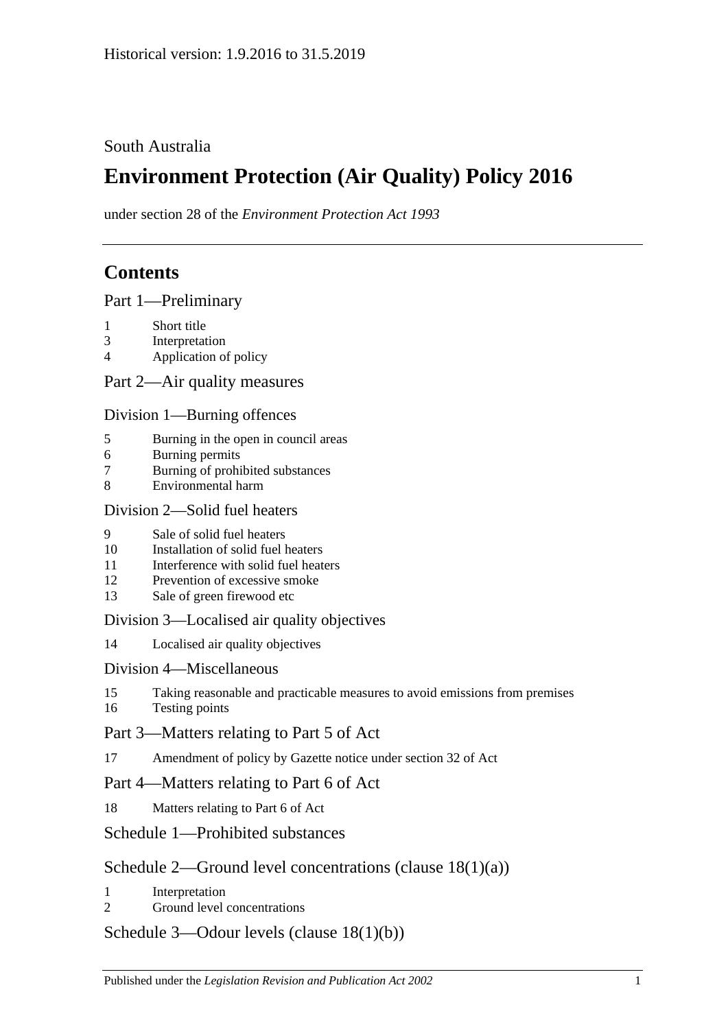Historical version: 1.9.2016 to 31.5.2019

South Australia

# Environment Protection (Air Quality) Policy 2016

under section 28 of the *Environment Protection Act 1993*

## Contents

Part 1—Preliminary

1 Short title
3 Interpretation
4 Application of policy

Part 2—Air quality measures

Division 1—Burning offences

5 Burning in the open in council areas
6 Burning permits
7 Burning of prohibited substances
8 Environmental harm

Division 2—Solid fuel heaters

9 Sale of solid fuel heaters
10 Installation of solid fuel heaters
11 Interference with solid fuel heaters
12 Prevention of excessive smoke
13 Sale of green firewood etc

Division 3—Localised air quality objectives

14 Localised air quality objectives

Division 4—Miscellaneous

15 Taking reasonable and practicable measures to avoid emissions from premises
16 Testing points

Part 3—Matters relating to Part 5 of Act

17 Amendment of policy by Gazette notice under section 32 of Act

Part 4—Matters relating to Part 6 of Act

18 Matters relating to Part 6 of Act

Schedule 1—Prohibited substances

Schedule 2—Ground level concentrations (clause 18(1)(a))

1 Interpretation
2 Ground level concentrations

Schedule 3—Odour levels (clause 18(1)(b))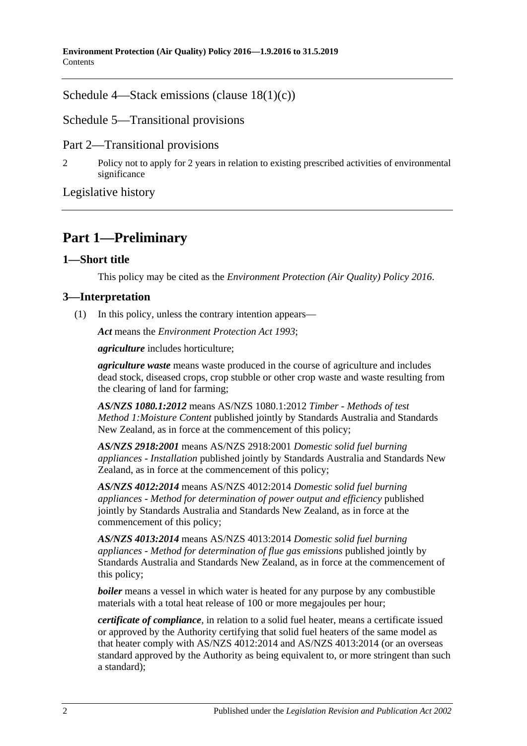Schedule 4—Stack emissions (clause 18(1)(c))

Schedule 5—Transitional provisions

Part 2—Transitional provisions

2 Policy not to apply for 2 years in relation to existing prescribed activities of environmental significance

Legislative history

# Part 1—Preliminary

## 1—Short title

This policy may be cited as the *Environment Protection (Air Quality) Policy 2016*.

## 3—Interpretation

(1) In this policy, unless the contrary intention appears—

***Act*** means the *Environment Protection Act 1993*;

***agriculture*** includes horticulture;

***agriculture waste*** means waste produced in the course of agriculture and includes dead stock, diseased crops, crop stubble or other crop waste and waste resulting from the clearing of land for farming;

***AS/NZS 1080.1:2012*** means AS/NZS 1080.1:2012 *Timber - Methods of test Method 1:Moisture Content* published jointly by Standards Australia and Standards New Zealand, as in force at the commencement of this policy;

***AS/NZS 2918:2001*** means AS/NZS 2918:2001 *Domestic solid fuel burning appliances - Installation* published jointly by Standards Australia and Standards New Zealand, as in force at the commencement of this policy;

***AS/NZS 4012:2014*** means AS/NZS 4012:2014 *Domestic solid fuel burning appliances - Method for determination of power output and efficiency* published jointly by Standards Australia and Standards New Zealand, as in force at the commencement of this policy;

***AS/NZS 4013:2014*** means AS/NZS 4013:2014 *Domestic solid fuel burning appliances - Method for determination of flue gas emissions* published jointly by Standards Australia and Standards New Zealand, as in force at the commencement of this policy;

***boiler*** means a vessel in which water is heated for any purpose by any combustible materials with a total heat release of 100 or more megajoules per hour;

***certificate of compliance***, in relation to a solid fuel heater, means a certificate issued or approved by the Authority certifying that solid fuel heaters of the same model as that heater comply with AS/NZS 4012:2014 and AS/NZS 4013:2014 (or an overseas standard approved by the Authority as being equivalent to, or more stringent than such a standard);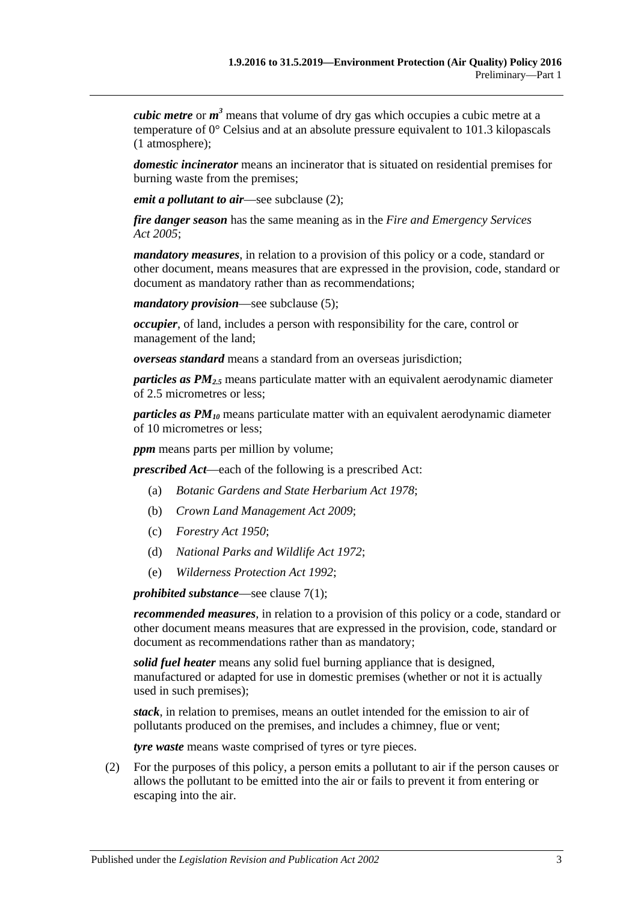***cubic metre*** or ***m***$^3$ means that volume of dry gas which occupies a cubic metre at a temperature of 0° Celsius and at an absolute pressure equivalent to 101.3 kilopascals (1 atmosphere);

***domestic incinerator*** means an incinerator that is situated on residential premises for burning waste from the premises;

***emit a pollutant to air***—see subclause (2);

***fire danger season*** has the same meaning as in the *Fire and Emergency Services Act 2005*;

***mandatory measures***, in relation to a provision of this policy or a code, standard or other document, means measures that are expressed in the provision, code, standard or document as mandatory rather than as recommendations;

***mandatory provision***—see subclause (5);

***occupier***, of land, includes a person with responsibility for the care, control or management of the land;

***overseas standard*** means a standard from an overseas jurisdiction;

***particles as*** $PM_{2.5}$ means particulate matter with an equivalent aerodynamic diameter of 2.5 micrometres or less;

***particles as*** $PM_{10}$ means particulate matter with an equivalent aerodynamic diameter of 10 micrometres or less;

***ppm*** means parts per million by volume;

***prescribed Act***—each of the following is a prescribed Act:

(a) *Botanic Gardens and State Herbarium Act 1978*;

(b) *Crown Land Management Act 2009*;

(c) *Forestry Act 1950*;

(d) *National Parks and Wildlife Act 1972*;

(e) *Wilderness Protection Act 1992*;

***prohibited substance***—see clause 7(1);

***recommended measures***, in relation to a provision of this policy or a code, standard or other document means measures that are expressed in the provision, code, standard or document as recommendations rather than as mandatory;

***solid fuel heater*** means any solid fuel burning appliance that is designed, manufactured or adapted for use in domestic premises (whether or not it is actually used in such premises);

***stack***, in relation to premises, means an outlet intended for the emission to air of pollutants produced on the premises, and includes a chimney, flue or vent;

***tyre waste*** means waste comprised of tyres or tyre pieces.

(2) For the purposes of this policy, a person emits a pollutant to air if the person causes or allows the pollutant to be emitted into the air or fails to prevent it from entering or escaping into the air.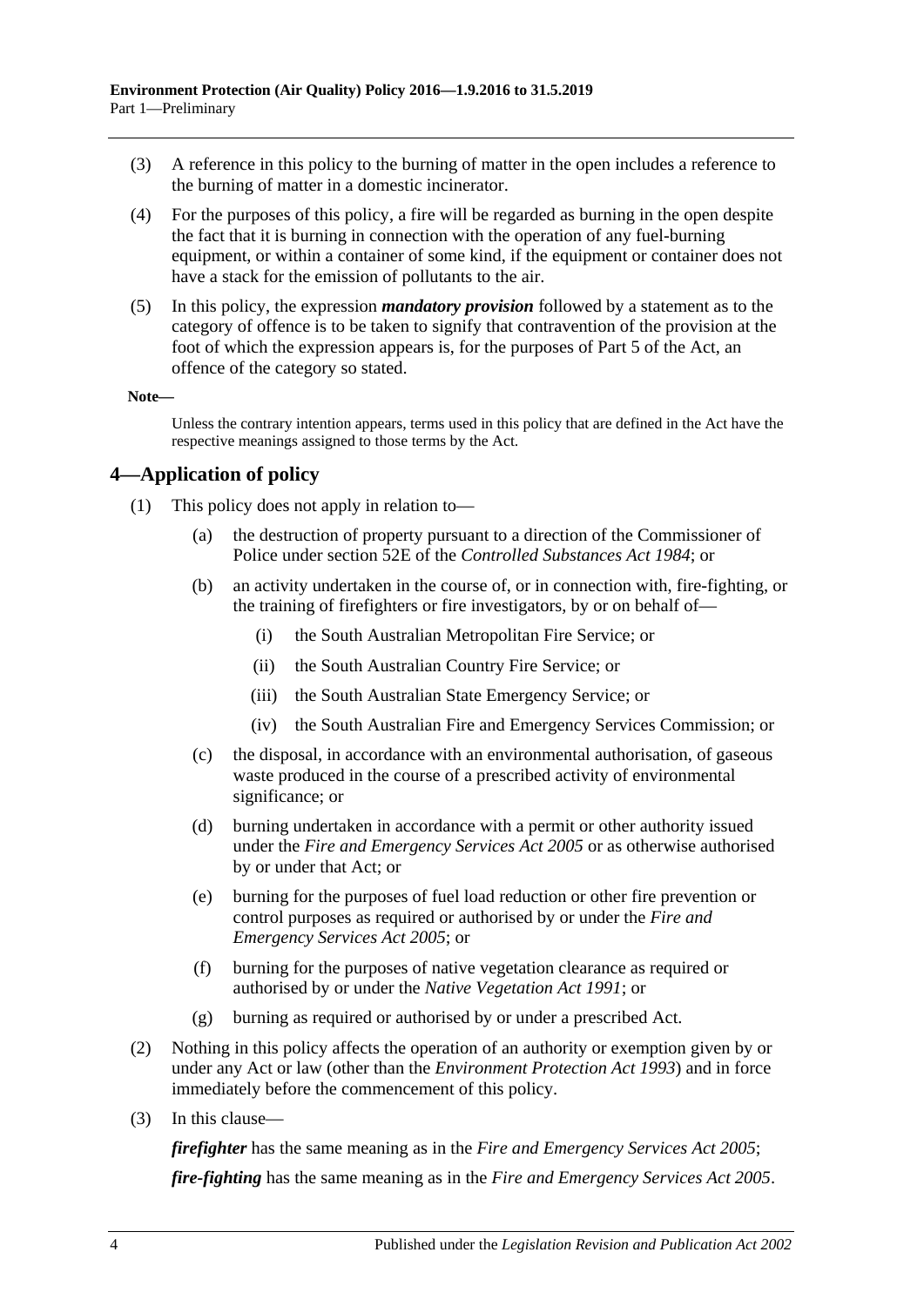(3) A reference in this policy to the burning of matter in the open includes a reference to the burning of matter in a domestic incinerator.

(4) For the purposes of this policy, a fire will be regarded as burning in the open despite the fact that it is burning in connection with the operation of any fuel-burning equipment, or within a container of some kind, if the equipment or container does not have a stack for the emission of pollutants to the air.

(5) In this policy, the expression ***mandatory provision*** followed by a statement as to the category of offence is to be taken to signify that contravention of the provision at the foot of which the expression appears is, for the purposes of Part 5 of the Act, an offence of the category so stated.

**Note—**

Unless the contrary intention appears, terms used in this policy that are defined in the Act have the respective meanings assigned to those terms by the Act.

## 4—Application of policy

(1) This policy does not apply in relation to—

(a) the destruction of property pursuant to a direction of the Commissioner of Police under section 52E of the *Controlled Substances Act 1984*; or

(b) an activity undertaken in the course of, or in connection with, fire-fighting, or the training of firefighters or fire investigators, by or on behalf of—

(i) the South Australian Metropolitan Fire Service; or

(ii) the South Australian Country Fire Service; or

(iii) the South Australian State Emergency Service; or

(iv) the South Australian Fire and Emergency Services Commission; or

(c) the disposal, in accordance with an environmental authorisation, of gaseous waste produced in the course of a prescribed activity of environmental significance; or

(d) burning undertaken in accordance with a permit or other authority issued under the *Fire and Emergency Services Act 2005* or as otherwise authorised by or under that Act; or

(e) burning for the purposes of fuel load reduction or other fire prevention or control purposes as required or authorised by or under the *Fire and Emergency Services Act 2005*; or

(f) burning for the purposes of native vegetation clearance as required or authorised by or under the *Native Vegetation Act 1991*; or

(g) burning as required or authorised by or under a prescribed Act.

(2) Nothing in this policy affects the operation of an authority or exemption given by or under any Act or law (other than the *Environment Protection Act 1993*) and in force immediately before the commencement of this policy.

(3) In this clause—

***firefighter*** has the same meaning as in the *Fire and Emergency Services Act 2005*;

***fire-fighting*** has the same meaning as in the *Fire and Emergency Services Act 2005*.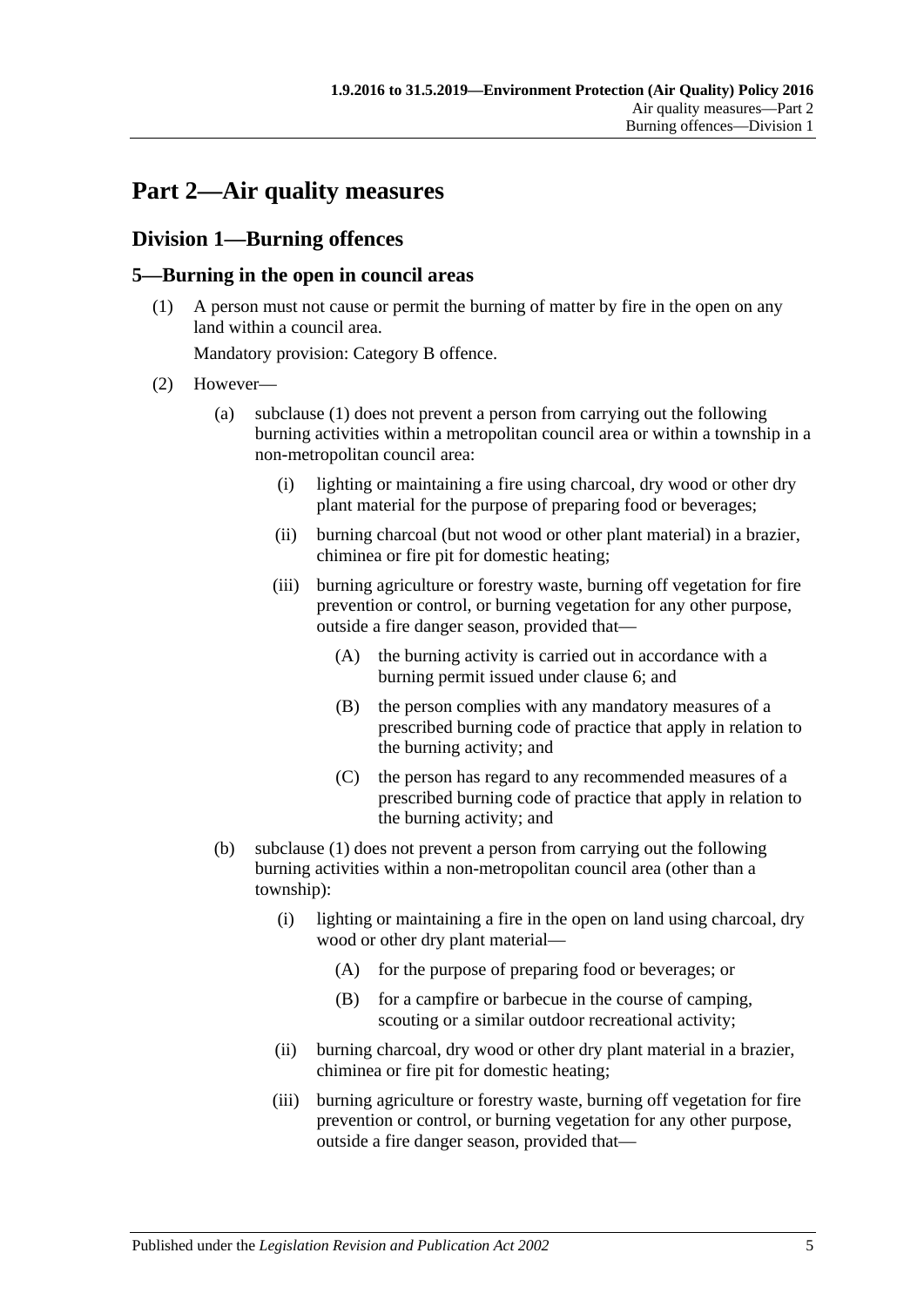# Part 2—Air quality measures

## Division 1—Burning offences

### 5—Burning in the open in council areas

(1) A person must not cause or permit the burning of matter by fire in the open on any land within a council area.

Mandatory provision: Category B offence.

(2) However—

(a) subclause (1) does not prevent a person from carrying out the following burning activities within a metropolitan council area or within a township in a non-metropolitan council area:

(i) lighting or maintaining a fire using charcoal, dry wood or other dry plant material for the purpose of preparing food or beverages;

(ii) burning charcoal (but not wood or other plant material) in a brazier, chiminea or fire pit for domestic heating;

(iii) burning agriculture or forestry waste, burning off vegetation for fire prevention or control, or burning vegetation for any other purpose, outside a fire danger season, provided that—

(A) the burning activity is carried out in accordance with a burning permit issued under clause 6; and

(B) the person complies with any mandatory measures of a prescribed burning code of practice that apply in relation to the burning activity; and

(C) the person has regard to any recommended measures of a prescribed burning code of practice that apply in relation to the burning activity; and

(b) subclause (1) does not prevent a person from carrying out the following burning activities within a non-metropolitan council area (other than a township):

(i) lighting or maintaining a fire in the open on land using charcoal, dry wood or other dry plant material—

(A) for the purpose of preparing food or beverages; or

(B) for a campfire or barbecue in the course of camping, scouting or a similar outdoor recreational activity;

(ii) burning charcoal, dry wood or other dry plant material in a brazier, chiminea or fire pit for domestic heating;

(iii) burning agriculture or forestry waste, burning off vegetation for fire prevention or control, or burning vegetation for any other purpose, outside a fire danger season, provided that—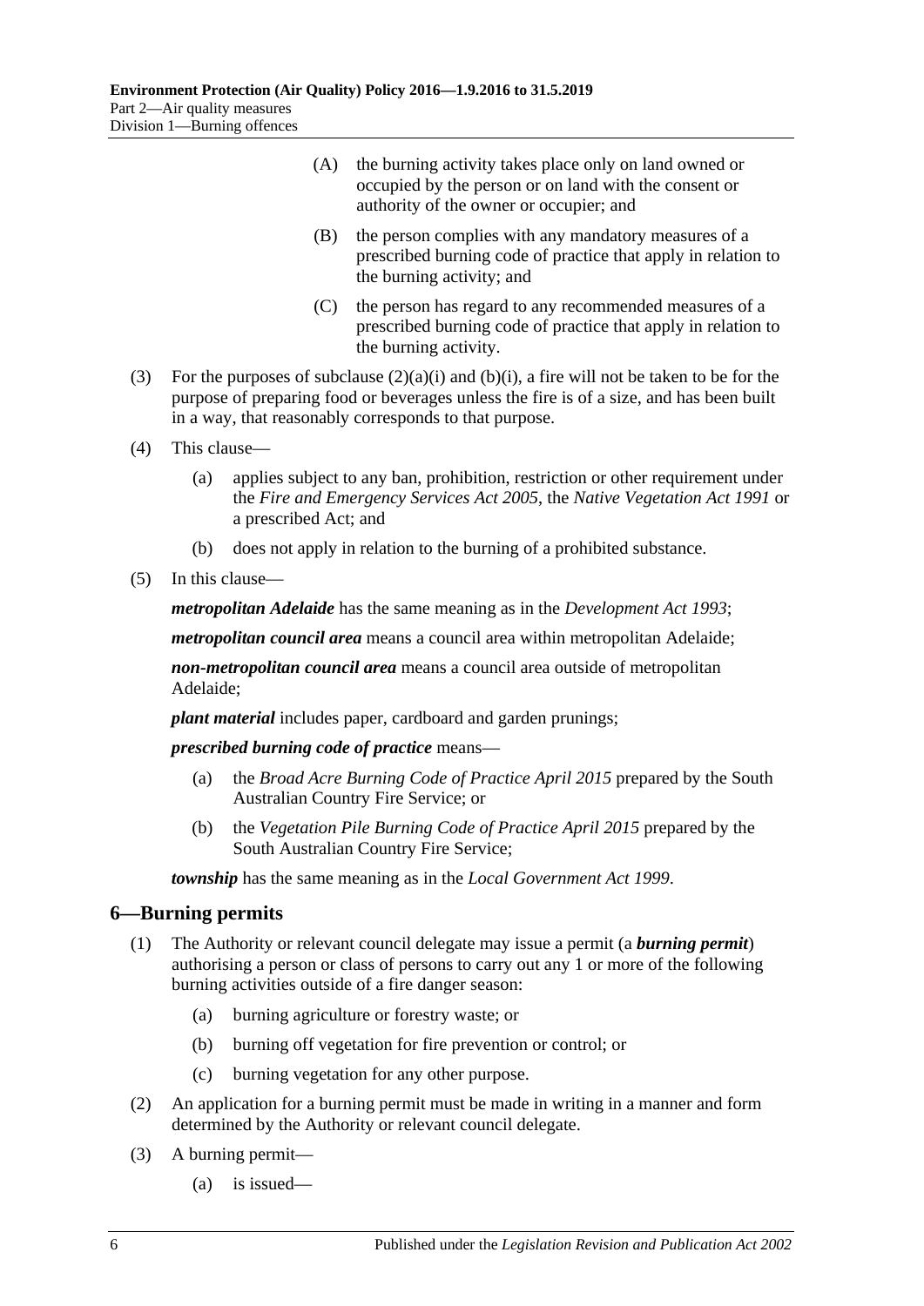(A) the burning activity takes place only on land owned or occupied by the person or on land with the consent or authority of the owner or occupier; and

(B) the person complies with any mandatory measures of a prescribed burning code of practice that apply in relation to the burning activity; and

(C) the person has regard to any recommended measures of a prescribed burning code of practice that apply in relation to the burning activity.

(3) For the purposes of subclause (2)(a)(i) and (b)(i), a fire will not be taken to be for the purpose of preparing food or beverages unless the fire is of a size, and has been built in a way, that reasonably corresponds to that purpose.

(4) This clause—

(a) applies subject to any ban, prohibition, restriction or other requirement under the *Fire and Emergency Services Act 2005*, the *Native Vegetation Act 1991* or a prescribed Act; and

(b) does not apply in relation to the burning of a prohibited substance.

(5) In this clause—

***metropolitan Adelaide*** has the same meaning as in the *Development Act 1993*;

***metropolitan council area*** means a council area within metropolitan Adelaide;

***non-metropolitan council area*** means a council area outside of metropolitan Adelaide;

***plant material*** includes paper, cardboard and garden prunings;

***prescribed burning code of practice*** means—

(a) the *Broad Acre Burning Code of Practice April 2015* prepared by the South Australian Country Fire Service; or

(b) the *Vegetation Pile Burning Code of Practice April 2015* prepared by the South Australian Country Fire Service;

***township*** has the same meaning as in the *Local Government Act 1999*.

## 6—Burning permits

(1) The Authority or relevant council delegate may issue a permit (a ***burning permit***) authorising a person or class of persons to carry out any 1 or more of the following burning activities outside of a fire danger season:

(a) burning agriculture or forestry waste; or

(b) burning off vegetation for fire prevention or control; or

(c) burning vegetation for any other purpose.

(2) An application for a burning permit must be made in writing in a manner and form determined by the Authority or relevant council delegate.

(3) A burning permit—

(a) is issued—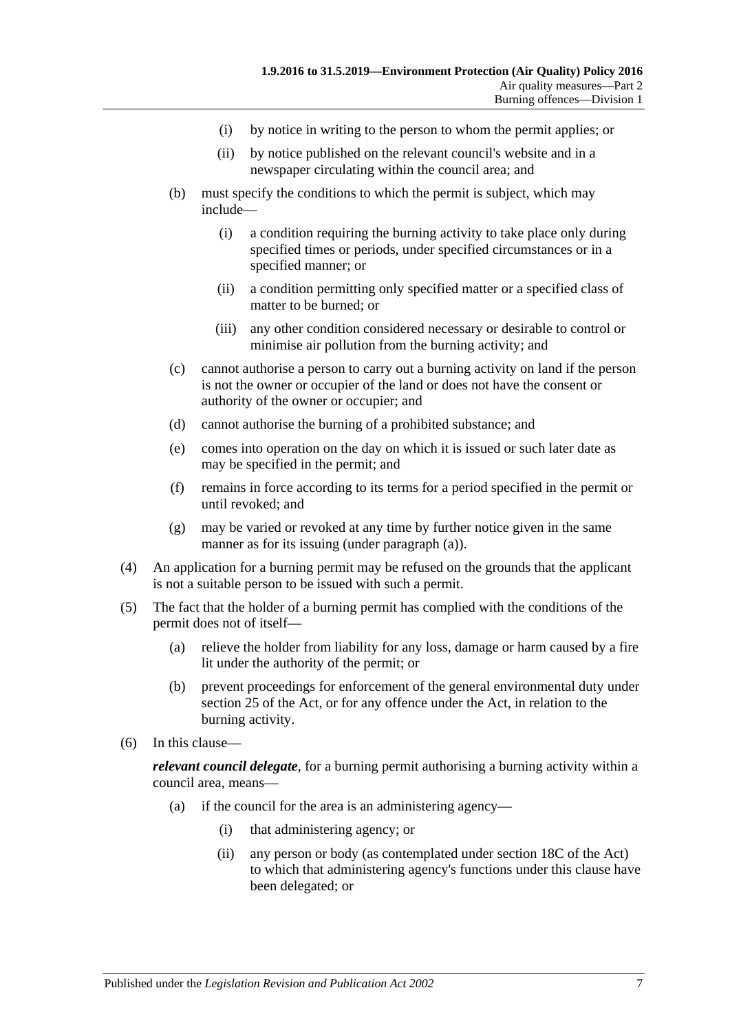(i) by notice in writing to the person to whom the permit applies; or

(ii) by notice published on the relevant council's website and in a newspaper circulating within the council area; and

(b) must specify the conditions to which the permit is subject, which may include—

(i) a condition requiring the burning activity to take place only during specified times or periods, under specified circumstances or in a specified manner; or

(ii) a condition permitting only specified matter or a specified class of matter to be burned; or

(iii) any other condition considered necessary or desirable to control or minimise air pollution from the burning activity; and

(c) cannot authorise a person to carry out a burning activity on land if the person is not the owner or occupier of the land or does not have the consent or authority of the owner or occupier; and

(d) cannot authorise the burning of a prohibited substance; and

(e) comes into operation on the day on which it is issued or such later date as may be specified in the permit; and

(f) remains in force according to its terms for a period specified in the permit or until revoked; and

(g) may be varied or revoked at any time by further notice given in the same manner as for its issuing (under paragraph (a)).

(4) An application for a burning permit may be refused on the grounds that the applicant is not a suitable person to be issued with such a permit.

(5) The fact that the holder of a burning permit has complied with the conditions of the permit does not of itself—

(a) relieve the holder from liability for any loss, damage or harm caused by a fire lit under the authority of the permit; or

(b) prevent proceedings for enforcement of the general environmental duty under section 25 of the Act, or for any offence under the Act, in relation to the burning activity.

(6) In this clause—

***relevant council delegate***, for a burning permit authorising a burning activity within a council area, means—

(a) if the council for the area is an administering agency—

(i) that administering agency; or

(ii) any person or body (as contemplated under section 18C of the Act) to which that administering agency's functions under this clause have been delegated; or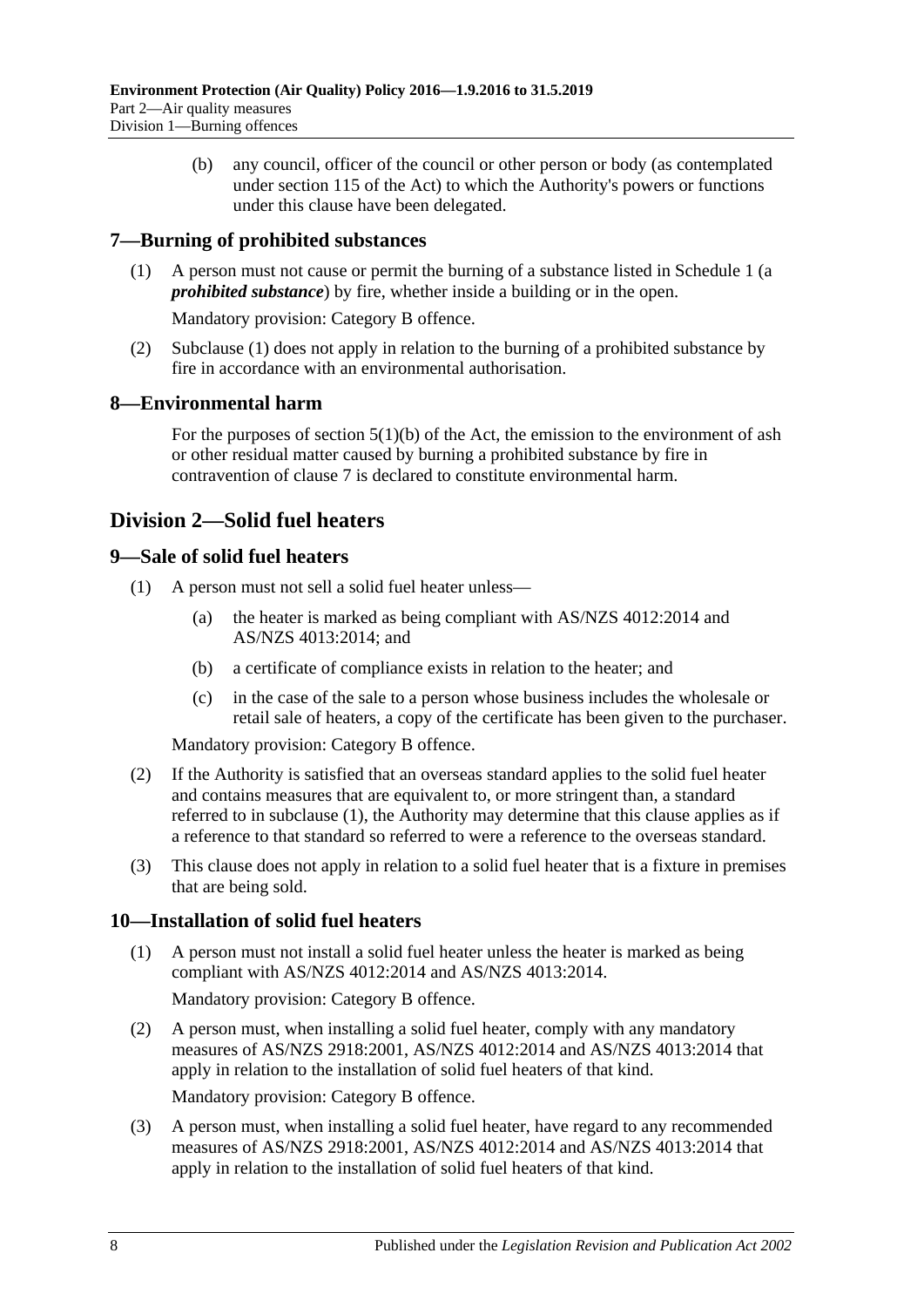(b) any council, officer of the council or other person or body (as contemplated under section 115 of the Act) to which the Authority's powers or functions under this clause have been delegated.

## 7—Burning of prohibited substances

(1) A person must not cause or permit the burning of a substance listed in Schedule 1 (a ***prohibited substance***) by fire, whether inside a building or in the open.

Mandatory provision: Category B offence.

(2) Subclause (1) does not apply in relation to the burning of a prohibited substance by fire in accordance with an environmental authorisation.

## 8—Environmental harm

For the purposes of section 5(1)(b) of the Act, the emission to the environment of ash or other residual matter caused by burning a prohibited substance by fire in contravention of clause 7 is declared to constitute environmental harm.

# Division 2—Solid fuel heaters

## 9—Sale of solid fuel heaters

(1) A person must not sell a solid fuel heater unless—

(a) the heater is marked as being compliant with AS/NZS 4012:2014 and AS/NZS 4013:2014; and

(b) a certificate of compliance exists in relation to the heater; and

(c) in the case of the sale to a person whose business includes the wholesale or retail sale of heaters, a copy of the certificate has been given to the purchaser.

Mandatory provision: Category B offence.

(2) If the Authority is satisfied that an overseas standard applies to the solid fuel heater and contains measures that are equivalent to, or more stringent than, a standard referred to in subclause (1), the Authority may determine that this clause applies as if a reference to that standard so referred to were a reference to the overseas standard.

(3) This clause does not apply in relation to a solid fuel heater that is a fixture in premises that are being sold.

## 10—Installation of solid fuel heaters

(1) A person must not install a solid fuel heater unless the heater is marked as being compliant with AS/NZS 4012:2014 and AS/NZS 4013:2014.

Mandatory provision: Category B offence.

(2) A person must, when installing a solid fuel heater, comply with any mandatory measures of AS/NZS 2918:2001, AS/NZS 4012:2014 and AS/NZS 4013:2014 that apply in relation to the installation of solid fuel heaters of that kind.

Mandatory provision: Category B offence.

(3) A person must, when installing a solid fuel heater, have regard to any recommended measures of AS/NZS 2918:2001, AS/NZS 4012:2014 and AS/NZS 4013:2014 that apply in relation to the installation of solid fuel heaters of that kind.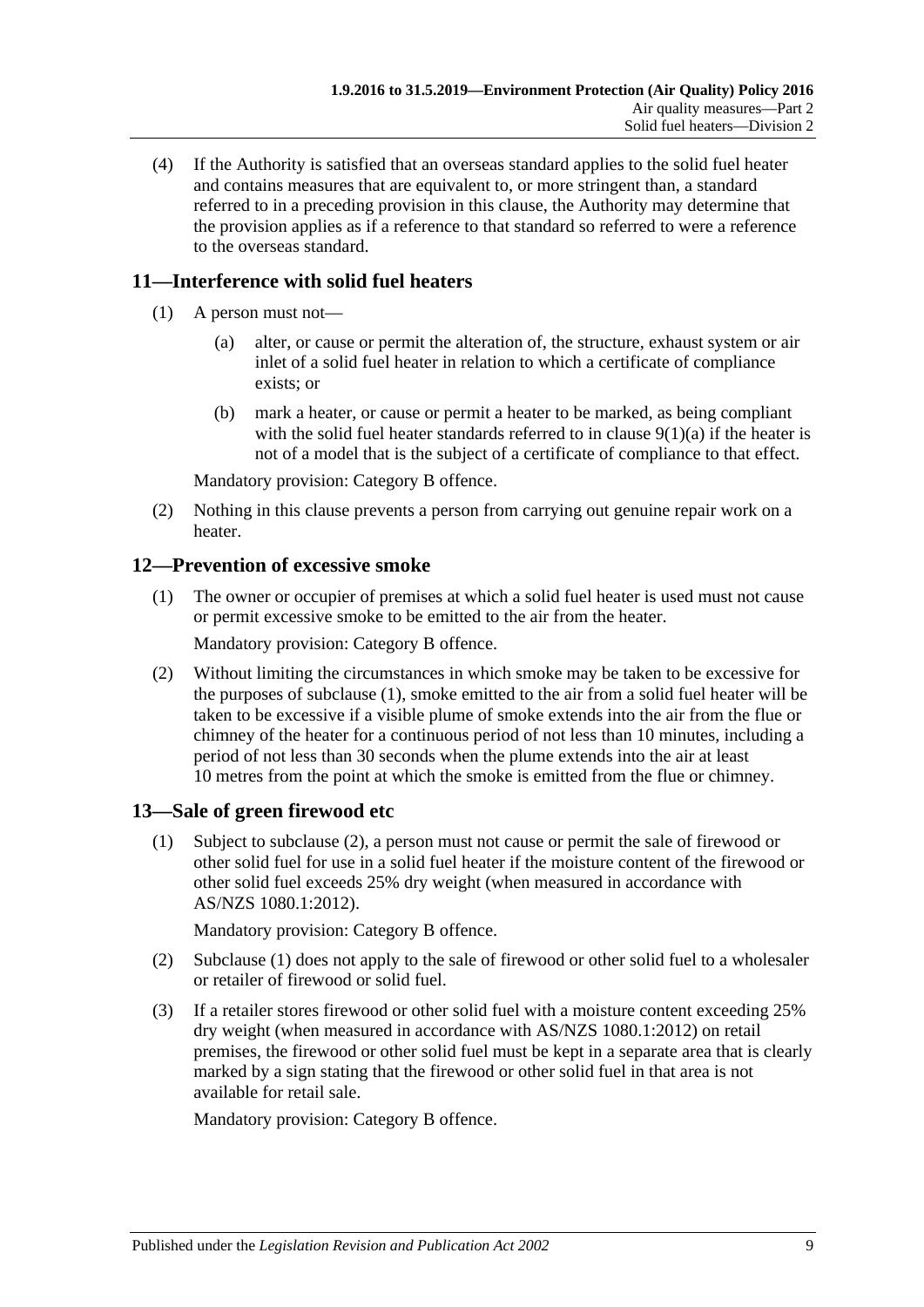(4) If the Authority is satisfied that an overseas standard applies to the solid fuel heater and contains measures that are equivalent to, or more stringent than, a standard referred to in a preceding provision in this clause, the Authority may determine that the provision applies as if a reference to that standard so referred to were a reference to the overseas standard.

## 11—Interference with solid fuel heaters

(1) A person must not—

(a) alter, or cause or permit the alteration of, the structure, exhaust system or air inlet of a solid fuel heater in relation to which a certificate of compliance exists; or

(b) mark a heater, or cause or permit a heater to be marked, as being compliant with the solid fuel heater standards referred to in clause 9(1)(a) if the heater is not of a model that is the subject of a certificate of compliance to that effect.

Mandatory provision: Category B offence.

(2) Nothing in this clause prevents a person from carrying out genuine repair work on a heater.

## 12—Prevention of excessive smoke

(1) The owner or occupier of premises at which a solid fuel heater is used must not cause or permit excessive smoke to be emitted to the air from the heater.

Mandatory provision: Category B offence.

(2) Without limiting the circumstances in which smoke may be taken to be excessive for the purposes of subclause (1), smoke emitted to the air from a solid fuel heater will be taken to be excessive if a visible plume of smoke extends into the air from the flue or chimney of the heater for a continuous period of not less than 10 minutes, including a period of not less than 30 seconds when the plume extends into the air at least 10 metres from the point at which the smoke is emitted from the flue or chimney.

## 13—Sale of green firewood etc

(1) Subject to subclause (2), a person must not cause or permit the sale of firewood or other solid fuel for use in a solid fuel heater if the moisture content of the firewood or other solid fuel exceeds 25% dry weight (when measured in accordance with AS/NZS 1080.1:2012).

Mandatory provision: Category B offence.

(2) Subclause (1) does not apply to the sale of firewood or other solid fuel to a wholesaler or retailer of firewood or solid fuel.

(3) If a retailer stores firewood or other solid fuel with a moisture content exceeding 25% dry weight (when measured in accordance with AS/NZS 1080.1:2012) on retail premises, the firewood or other solid fuel must be kept in a separate area that is clearly marked by a sign stating that the firewood or other solid fuel in that area is not available for retail sale.

Mandatory provision: Category B offence.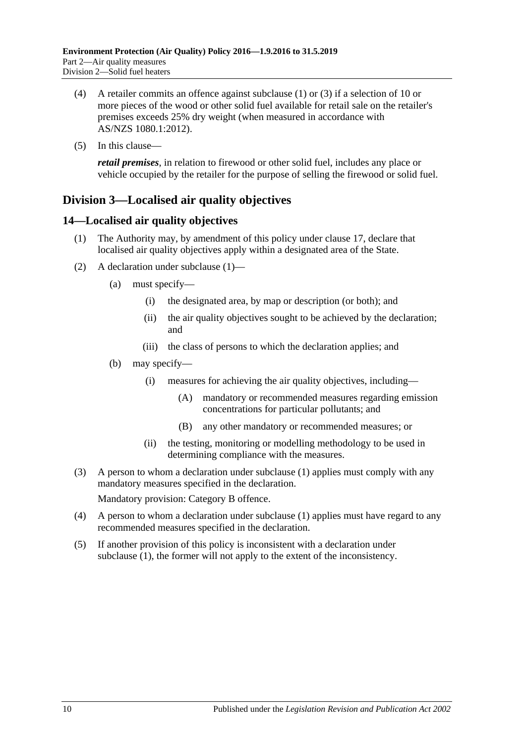(4) A retailer commits an offence against subclause (1) or (3) if a selection of 10 or more pieces of the wood or other solid fuel available for retail sale on the retailer's premises exceeds 25% dry weight (when measured in accordance with AS/NZS 1080.1:2012).

(5) In this clause—

***retail premises***, in relation to firewood or other solid fuel, includes any place or vehicle occupied by the retailer for the purpose of selling the firewood or solid fuel.

## Division 3—Localised air quality objectives

### 14—Localised air quality objectives

(1) The Authority may, by amendment of this policy under clause 17, declare that localised air quality objectives apply within a designated area of the State.

(2) A declaration under subclause (1)—

- (a) must specify—
  - (i) the designated area, by map or description (or both); and
  - (ii) the air quality objectives sought to be achieved by the declaration; and
  - (iii) the class of persons to which the declaration applies; and
- (b) may specify—
  - (i) measures for achieving the air quality objectives, including—
    - (A) mandatory or recommended measures regarding emission concentrations for particular pollutants; and
    - (B) any other mandatory or recommended measures; or
  - (ii) the testing, monitoring or modelling methodology to be used in determining compliance with the measures.

(3) A person to whom a declaration under subclause (1) applies must comply with any mandatory measures specified in the declaration.

Mandatory provision: Category B offence.

(4) A person to whom a declaration under subclause (1) applies must have regard to any recommended measures specified in the declaration.

(5) If another provision of this policy is inconsistent with a declaration under subclause (1), the former will not apply to the extent of the inconsistency.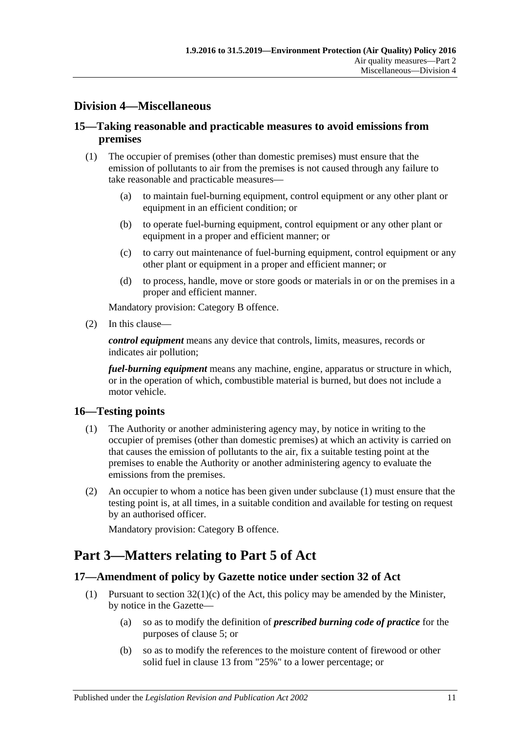## Division 4—Miscellaneous

### 15—Taking reasonable and practicable measures to avoid emissions from premises

(1) The occupier of premises (other than domestic premises) must ensure that the emission of pollutants to air from the premises is not caused through any failure to take reasonable and practicable measures—

(a) to maintain fuel-burning equipment, control equipment or any other plant or equipment in an efficient condition; or

(b) to operate fuel-burning equipment, control equipment or any other plant or equipment in a proper and efficient manner; or

(c) to carry out maintenance of fuel-burning equipment, control equipment or any other plant or equipment in a proper and efficient manner; or

(d) to process, handle, move or store goods or materials in or on the premises in a proper and efficient manner.

Mandatory provision: Category B offence.

(2) In this clause—

***control equipment*** means any device that controls, limits, measures, records or indicates air pollution;

***fuel-burning equipment*** means any machine, engine, apparatus or structure in which, or in the operation of which, combustible material is burned, but does not include a motor vehicle.

### 16—Testing points

(1) The Authority or another administering agency may, by notice in writing to the occupier of premises (other than domestic premises) at which an activity is carried on that causes the emission of pollutants to the air, fix a suitable testing point at the premises to enable the Authority or another administering agency to evaluate the emissions from the premises.

(2) An occupier to whom a notice has been given under subclause (1) must ensure that the testing point is, at all times, in a suitable condition and available for testing on request by an authorised officer.

Mandatory provision: Category B offence.

# Part 3—Matters relating to Part 5 of Act

### 17—Amendment of policy by Gazette notice under section 32 of Act

(1) Pursuant to section 32(1)(c) of the Act, this policy may be amended by the Minister, by notice in the Gazette—

(a) so as to modify the definition of ***prescribed burning code of practice*** for the purposes of clause 5; or

(b) so as to modify the references to the moisture content of firewood or other solid fuel in clause 13 from "25%" to a lower percentage; or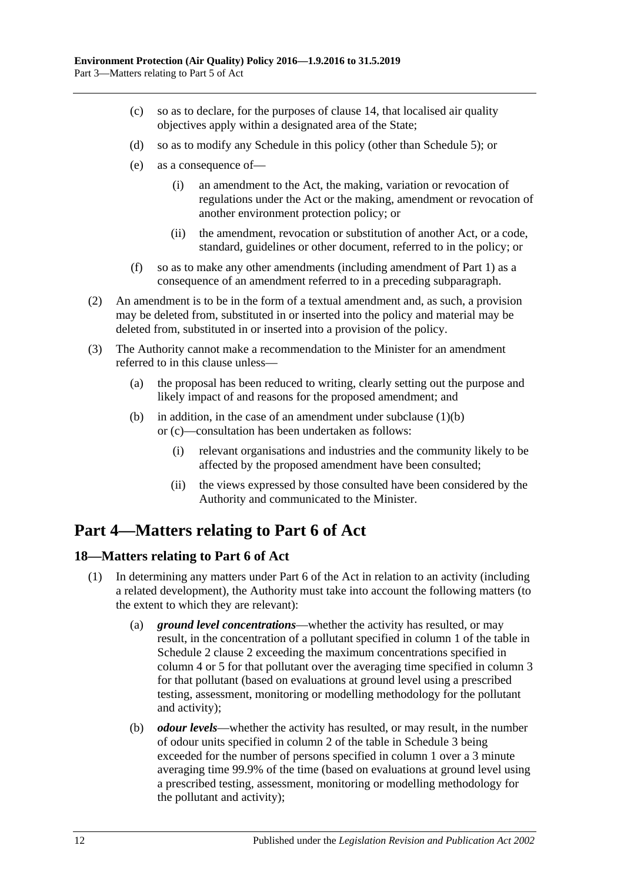(c) so as to declare, for the purposes of clause 14, that localised air quality objectives apply within a designated area of the State;

(d) so as to modify any Schedule in this policy (other than Schedule 5); or

(e) as a consequence of—

(i) an amendment to the Act, the making, variation or revocation of regulations under the Act or the making, amendment or revocation of another environment protection policy; or

(ii) the amendment, revocation or substitution of another Act, or a code, standard, guidelines or other document, referred to in the policy; or

(f) so as to make any other amendments (including amendment of Part 1) as a consequence of an amendment referred to in a preceding subparagraph.

(2) An amendment is to be in the form of a textual amendment and, as such, a provision may be deleted from, substituted in or inserted into the policy and material may be deleted from, substituted in or inserted into a provision of the policy.

(3) The Authority cannot make a recommendation to the Minister for an amendment referred to in this clause unless—

(a) the proposal has been reduced to writing, clearly setting out the purpose and likely impact of and reasons for the proposed amendment; and

(b) in addition, in the case of an amendment under subclause (1)(b) or (c)—consultation has been undertaken as follows:

(i) relevant organisations and industries and the community likely to be affected by the proposed amendment have been consulted;

(ii) the views expressed by those consulted have been considered by the Authority and communicated to the Minister.

# Part 4—Matters relating to Part 6 of Act

## 18—Matters relating to Part 6 of Act

(1) In determining any matters under Part 6 of the Act in relation to an activity (including a related development), the Authority must take into account the following matters (to the extent to which they are relevant):

(a) ***ground level concentrations***—whether the activity has resulted, or may result, in the concentration of a pollutant specified in column 1 of the table in Schedule 2 clause 2 exceeding the maximum concentrations specified in column 4 or 5 for that pollutant over the averaging time specified in column 3 for that pollutant (based on evaluations at ground level using a prescribed testing, assessment, monitoring or modelling methodology for the pollutant and activity);

(b) ***odour levels***—whether the activity has resulted, or may result, in the number of odour units specified in column 2 of the table in Schedule 3 being exceeded for the number of persons specified in column 1 over a 3 minute averaging time 99.9% of the time (based on evaluations at ground level using a prescribed testing, assessment, monitoring or modelling methodology for the pollutant and activity);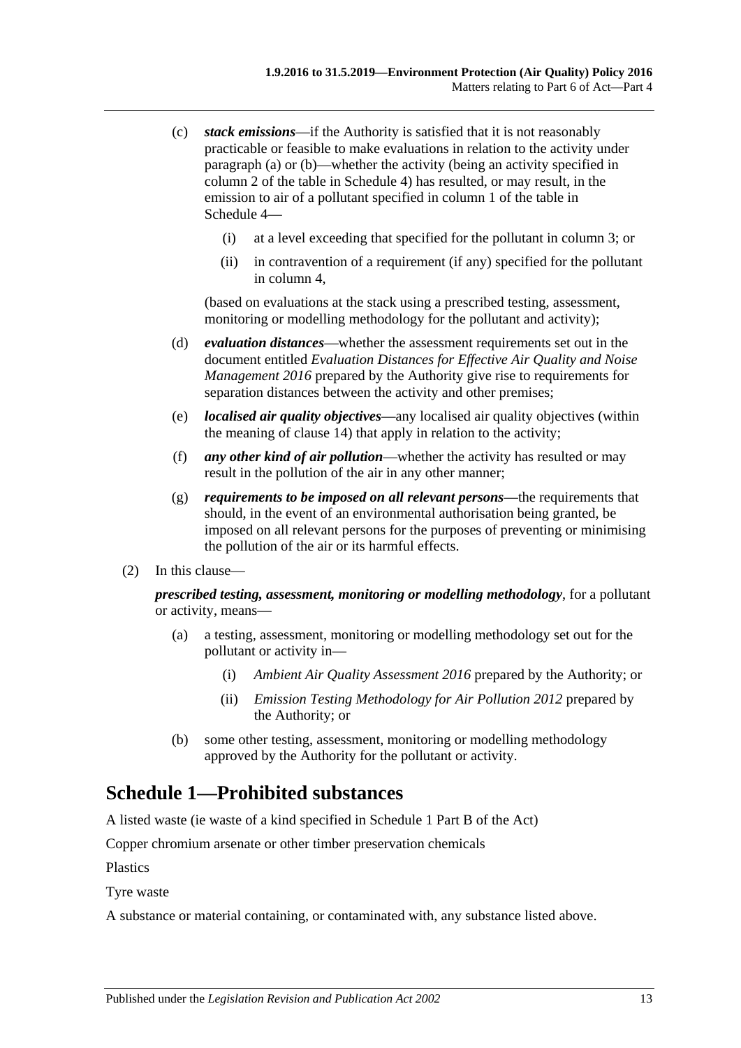(c) ***stack emissions***—if the Authority is satisfied that it is not reasonably practicable or feasible to make evaluations in relation to the activity under paragraph (a) or (b)—whether the activity (being an activity specified in column 2 of the table in Schedule 4) has resulted, or may result, in the emission to air of a pollutant specified in column 1 of the table in Schedule 4—

(i) at a level exceeding that specified for the pollutant in column 3; or

(ii) in contravention of a requirement (if any) specified for the pollutant in column 4,

(based on evaluations at the stack using a prescribed testing, assessment, monitoring or modelling methodology for the pollutant and activity);

(d) ***evaluation distances***—whether the assessment requirements set out in the document entitled *Evaluation Distances for Effective Air Quality and Noise Management 2016* prepared by the Authority give rise to requirements for separation distances between the activity and other premises;

(e) ***localised air quality objectives***—any localised air quality objectives (within the meaning of clause 14) that apply in relation to the activity;

(f) ***any other kind of air pollution***—whether the activity has resulted or may result in the pollution of the air in any other manner;

(g) ***requirements to be imposed on all relevant persons***—the requirements that should, in the event of an environmental authorisation being granted, be imposed on all relevant persons for the purposes of preventing or minimising the pollution of the air or its harmful effects.

(2) In this clause—

***prescribed testing, assessment, monitoring or modelling methodology***, for a pollutant or activity, means—

(a) a testing, assessment, monitoring or modelling methodology set out for the pollutant or activity in—

(i) *Ambient Air Quality Assessment 2016* prepared by the Authority; or

(ii) *Emission Testing Methodology for Air Pollution 2012* prepared by the Authority; or

(b) some other testing, assessment, monitoring or modelling methodology approved by the Authority for the pollutant or activity.

## Schedule 1—Prohibited substances

A listed waste (ie waste of a kind specified in Schedule 1 Part B of the Act)

Copper chromium arsenate or other timber preservation chemicals

Plastics

Tyre waste

A substance or material containing, or contaminated with, any substance listed above.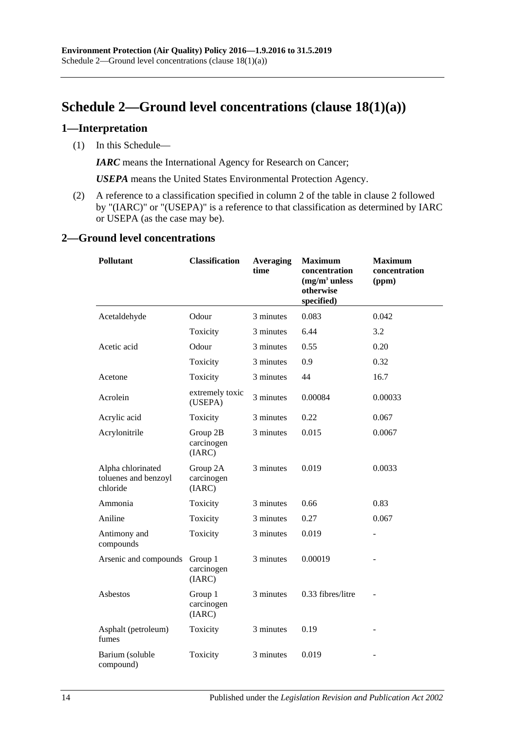# Schedule 2—Ground level concentrations (clause 18(1)(a))

## 1—Interpretation

(1) In this Schedule—

***IARC*** means the International Agency for Research on Cancer;

***USEPA*** means the United States Environmental Protection Agency.

(2) A reference to a classification specified in column 2 of the table in clause 2 followed by "(IARC)" or "(USEPA)" is a reference to that classification as determined by IARC or USEPA (as the case may be).

## 2—Ground level concentrations

| Pollutant | Classification | Averaging time | Maximum concentration ($mg/m^3$ unless otherwise specified) | Maximum concentration (ppm) |
|---|---|---|---|---|
| Acetaldehyde | Odour | 3 minutes | 0.083 | 0.042 |
| | Toxicity | 3 minutes | 6.44 | 3.2 |
| Acetic acid | Odour | 3 minutes | 0.55 | 0.20 |
| | Toxicity | 3 minutes | 0.9 | 0.32 |
| Acetone | Toxicity | 3 minutes | 44 | 16.7 |
| Acrolein | extremely toxic (USEPA) | 3 minutes | 0.00084 | 0.00033 |
| Acrylic acid | Toxicity | 3 minutes | 0.22 | 0.067 |
| Acrylonitrile | Group 2B carcinogen (IARC) | 3 minutes | 0.015 | 0.0067 |
| Alpha chlorinated toluenes and benzoyl chloride | Group 2A carcinogen (IARC) | 3 minutes | 0.019 | 0.0033 |
| Ammonia | Toxicity | 3 minutes | 0.66 | 0.83 |
| Aniline | Toxicity | 3 minutes | 0.27 | 0.067 |
| Antimony and compounds | Toxicity | 3 minutes | 0.019 | - |
| Arsenic and compounds | Group 1 carcinogen (IARC) | 3 minutes | 0.00019 | - |
| Asbestos | Group 1 carcinogen (IARC) | 3 minutes | 0.33 fibres/litre | - |
| Asphalt (petroleum) fumes | Toxicity | 3 minutes | 0.19 | - |
| Barium (soluble compound) | Toxicity | 3 minutes | 0.019 | - |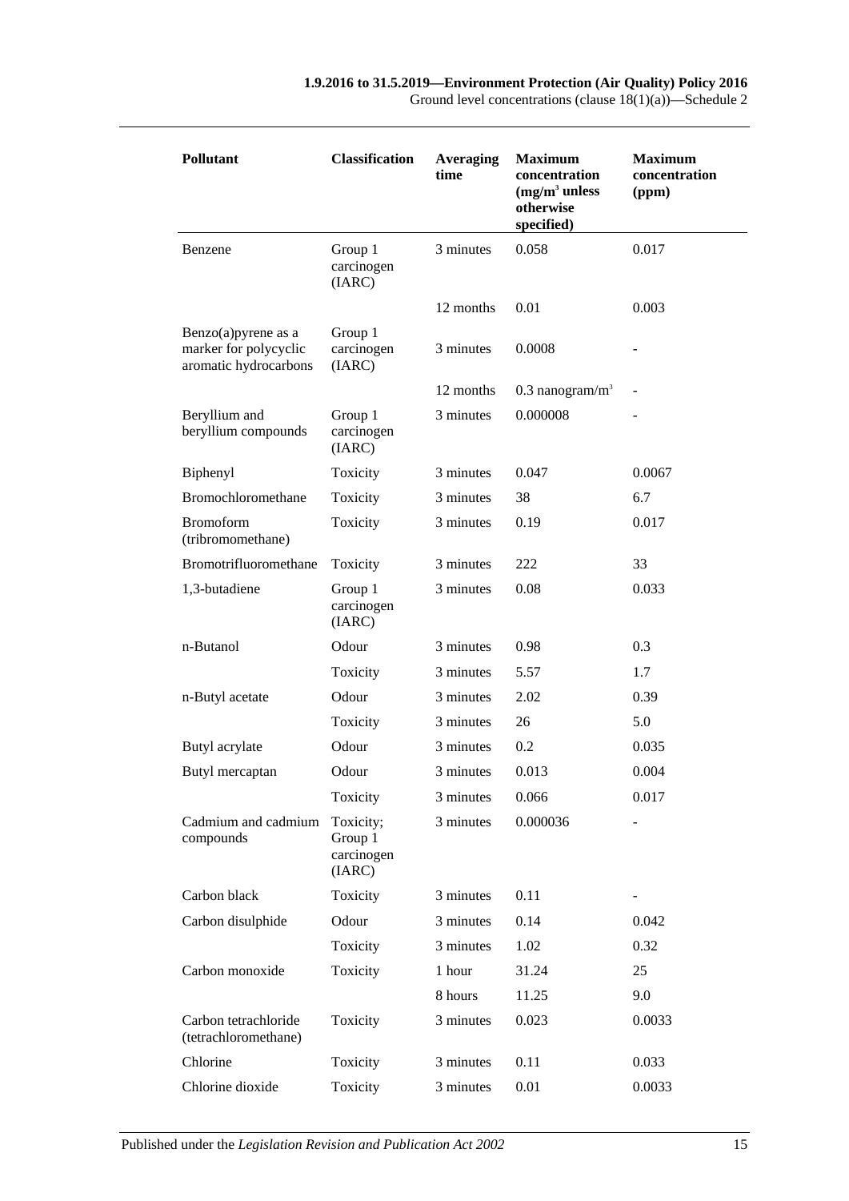| Pollutant | Classification | Averaging time | Maximum concentration ($mg/m^3$ unless otherwise specified) | Maximum concentration (ppm) |
|---|---|---|---|---|
| Benzene | Group 1 carcinogen (IARC) | 3 minutes | 0.058 | 0.017 |
| | | 12 months | 0.01 | 0.003 |
| Benzo(a)pyrene as a marker for polycyclic aromatic hydrocarbons | Group 1 carcinogen (IARC) | 3 minutes | 0.0008 | - |
| | | 12 months | 0.3 $nanogram/m^3$ | - |
| Beryllium and beryllium compounds | Group 1 carcinogen (IARC) | 3 minutes | 0.000008 | - |
| Biphenyl | Toxicity | 3 minutes | 0.047 | 0.0067 |
| Bromochloromethane | Toxicity | 3 minutes | 38 | 6.7 |
| Bromoform (tribromomethane) | Toxicity | 3 minutes | 0.19 | 0.017 |
| Bromotrifluoromethane | Toxicity | 3 minutes | 222 | 33 |
| 1,3-butadiene | Group 1 carcinogen (IARC) | 3 minutes | 0.08 | 0.033 |
| n-Butanol | Odour | 3 minutes | 0.98 | 0.3 |
| | Toxicity | 3 minutes | 5.57 | 1.7 |
| n-Butyl acetate | Odour | 3 minutes | 2.02 | 0.39 |
| | Toxicity | 3 minutes | 26 | 5.0 |
| Butyl acrylate | Odour | 3 minutes | 0.2 | 0.035 |
| Butyl mercaptan | Odour | 3 minutes | 0.013 | 0.004 |
| | Toxicity | 3 minutes | 0.066 | 0.017 |
| Cadmium and cadmium compounds | Toxicity; Group 1 carcinogen (IARC) | 3 minutes | 0.000036 | - |
| Carbon black | Toxicity | 3 minutes | 0.11 | - |
| Carbon disulphide | Odour | 3 minutes | 0.14 | 0.042 |
| | Toxicity | 3 minutes | 1.02 | 0.32 |
| Carbon monoxide | Toxicity | 1 hour | 31.24 | 25 |
| | | 8 hours | 11.25 | 9.0 |
| Carbon tetrachloride (tetrachloromethane) | Toxicity | 3 minutes | 0.023 | 0.0033 |
| Chlorine | Toxicity | 3 minutes | 0.11 | 0.033 |
| Chlorine dioxide | Toxicity | 3 minutes | 0.01 | 0.0033 |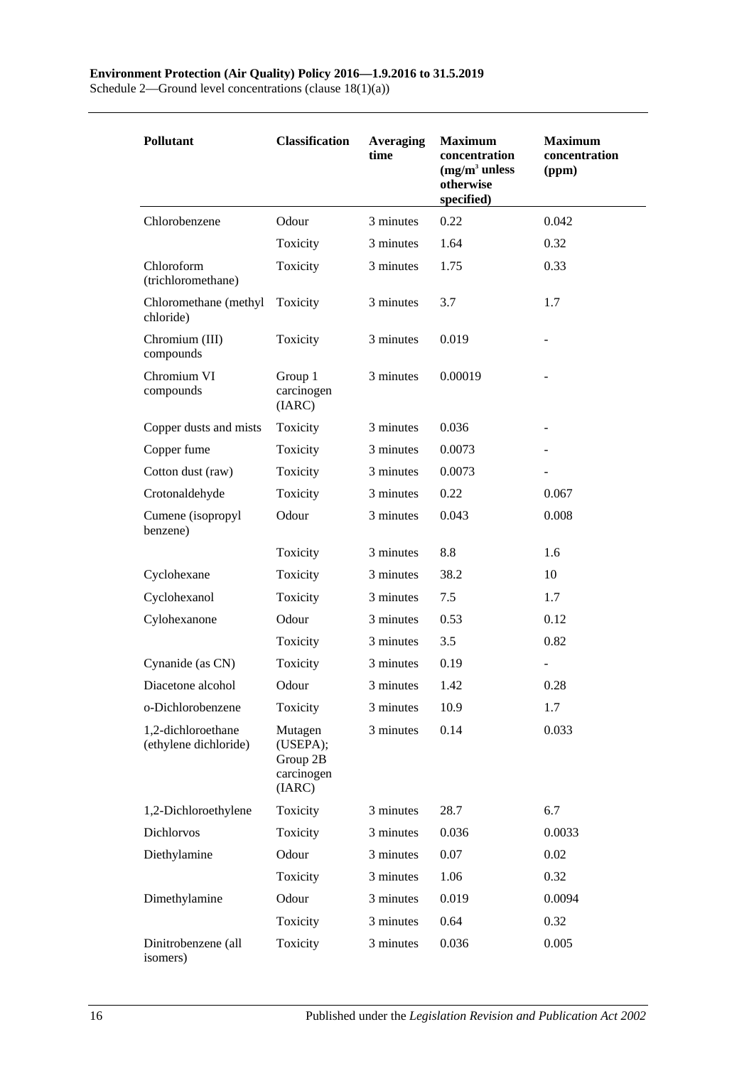| Pollutant | Classification | Averaging time | Maximum concentration ($mg/m^3$ unless otherwise specified) | Maximum concentration (ppm) |
|---|---|---|---|---|
| Chlorobenzene | Odour | 3 minutes | 0.22 | 0.042 |
| | Toxicity | 3 minutes | 1.64 | 0.32 |
| Chloroform (trichloromethane) | Toxicity | 3 minutes | 1.75 | 0.33 |
| Chloromethane (methyl chloride) | Toxicity | 3 minutes | 3.7 | 1.7 |
| Chromium (III) compounds | Toxicity | 3 minutes | 0.019 | - |
| Chromium VI compounds | Group 1 carcinogen (IARC) | 3 minutes | 0.00019 | - |
| Copper dusts and mists | Toxicity | 3 minutes | 0.036 | - |
| Copper fume | Toxicity | 3 minutes | 0.0073 | - |
| Cotton dust (raw) | Toxicity | 3 minutes | 0.0073 | - |
| Crotonaldehyde | Toxicity | 3 minutes | 0.22 | 0.067 |
| Cumene (isopropyl benzene) | Odour | 3 minutes | 0.043 | 0.008 |
| | Toxicity | 3 minutes | 8.8 | 1.6 |
| Cyclohexane | Toxicity | 3 minutes | 38.2 | 10 |
| Cyclohexanol | Toxicity | 3 minutes | 7.5 | 1.7 |
| Cylohexanone | Odour | 3 minutes | 0.53 | 0.12 |
| | Toxicity | 3 minutes | 3.5 | 0.82 |
| Cynanide (as CN) | Toxicity | 3 minutes | 0.19 | - |
| Diacetone alcohol | Odour | 3 minutes | 1.42 | 0.28 |
| o-Dichlorobenzene | Toxicity | 3 minutes | 10.9 | 1.7 |
| 1,2-dichloroethane (ethylene dichloride) | Mutagen (USEPA); Group 2B carcinogen (IARC) | 3 minutes | 0.14 | 0.033 |
| 1,2-Dichloroethylene | Toxicity | 3 minutes | 28.7 | 6.7 |
| Dichlorvos | Toxicity | 3 minutes | 0.036 | 0.0033 |
| Diethylamine | Odour | 3 minutes | 0.07 | 0.02 |
| | Toxicity | 3 minutes | 1.06 | 0.32 |
| Dimethylamine | Odour | 3 minutes | 0.019 | 0.0094 |
| | Toxicity | 3 minutes | 0.64 | 0.32 |
| Dinitrobenzene (all isomers) | Toxicity | 3 minutes | 0.036 | 0.005 |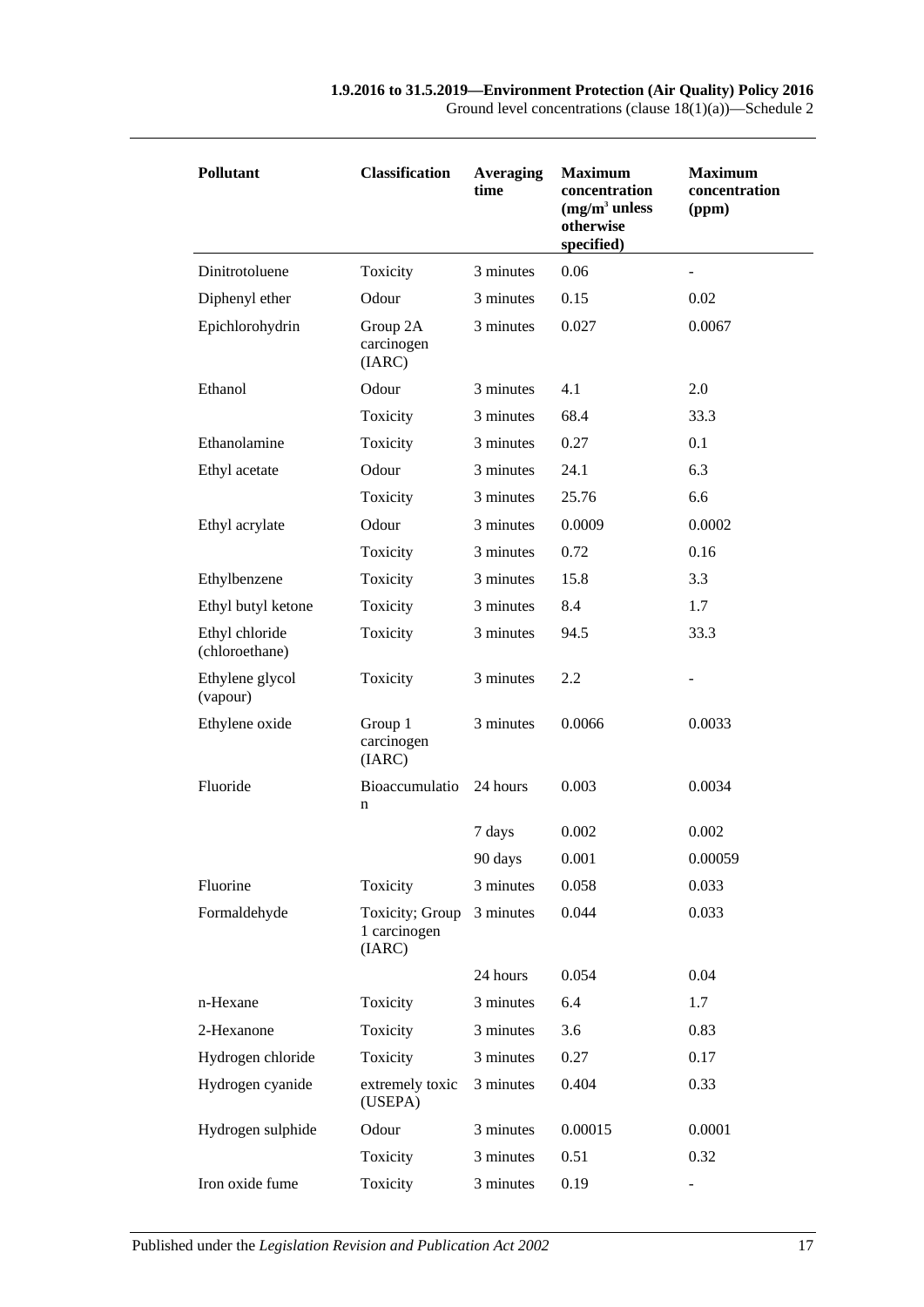| Pollutant | Classification | Averaging time | Maximum concentration ($mg/m^3$ unless otherwise specified) | Maximum concentration (ppm) |
|---|---|---|---|---|
| Dinitrotoluene | Toxicity | 3 minutes | 0.06 | - |
| Diphenyl ether | Odour | 3 minutes | 0.15 | 0.02 |
| Epichlorohydrin | Group 2A carcinogen (IARC) | 3 minutes | 0.027 | 0.0067 |
| Ethanol | Odour | 3 minutes | 4.1 | 2.0 |
| | Toxicity | 3 minutes | 68.4 | 33.3 |
| Ethanolamine | Toxicity | 3 minutes | 0.27 | 0.1 |
| Ethyl acetate | Odour | 3 minutes | 24.1 | 6.3 |
| | Toxicity | 3 minutes | 25.76 | 6.6 |
| Ethyl acrylate | Odour | 3 minutes | 0.0009 | 0.0002 |
| | Toxicity | 3 minutes | 0.72 | 0.16 |
| Ethylbenzene | Toxicity | 3 minutes | 15.8 | 3.3 |
| Ethyl butyl ketone | Toxicity | 3 minutes | 8.4 | 1.7 |
| Ethyl chloride (chloroethane) | Toxicity | 3 minutes | 94.5 | 33.3 |
| Ethylene glycol (vapour) | Toxicity | 3 minutes | 2.2 | - |
| Ethylene oxide | Group 1 carcinogen (IARC) | 3 minutes | 0.0066 | 0.0033 |
| Fluoride | Bioaccumulation | 24 hours | 0.003 | 0.0034 |
| | | 7 days | 0.002 | 0.002 |
| | | 90 days | 0.001 | 0.00059 |
| Fluorine | Toxicity | 3 minutes | 0.058 | 0.033 |
| Formaldehyde | Toxicity; Group 1 carcinogen (IARC) | 3 minutes | 0.044 | 0.033 |
| | | 24 hours | 0.054 | 0.04 |
| n-Hexane | Toxicity | 3 minutes | 6.4 | 1.7 |
| 2-Hexanone | Toxicity | 3 minutes | 3.6 | 0.83 |
| Hydrogen chloride | Toxicity | 3 minutes | 0.27 | 0.17 |
| Hydrogen cyanide | extremely toxic (USEPA) | 3 minutes | 0.404 | 0.33 |
| Hydrogen sulphide | Odour | 3 minutes | 0.00015 | 0.0001 |
| | Toxicity | 3 minutes | 0.51 | 0.32 |
| Iron oxide fume | Toxicity | 3 minutes | 0.19 | - |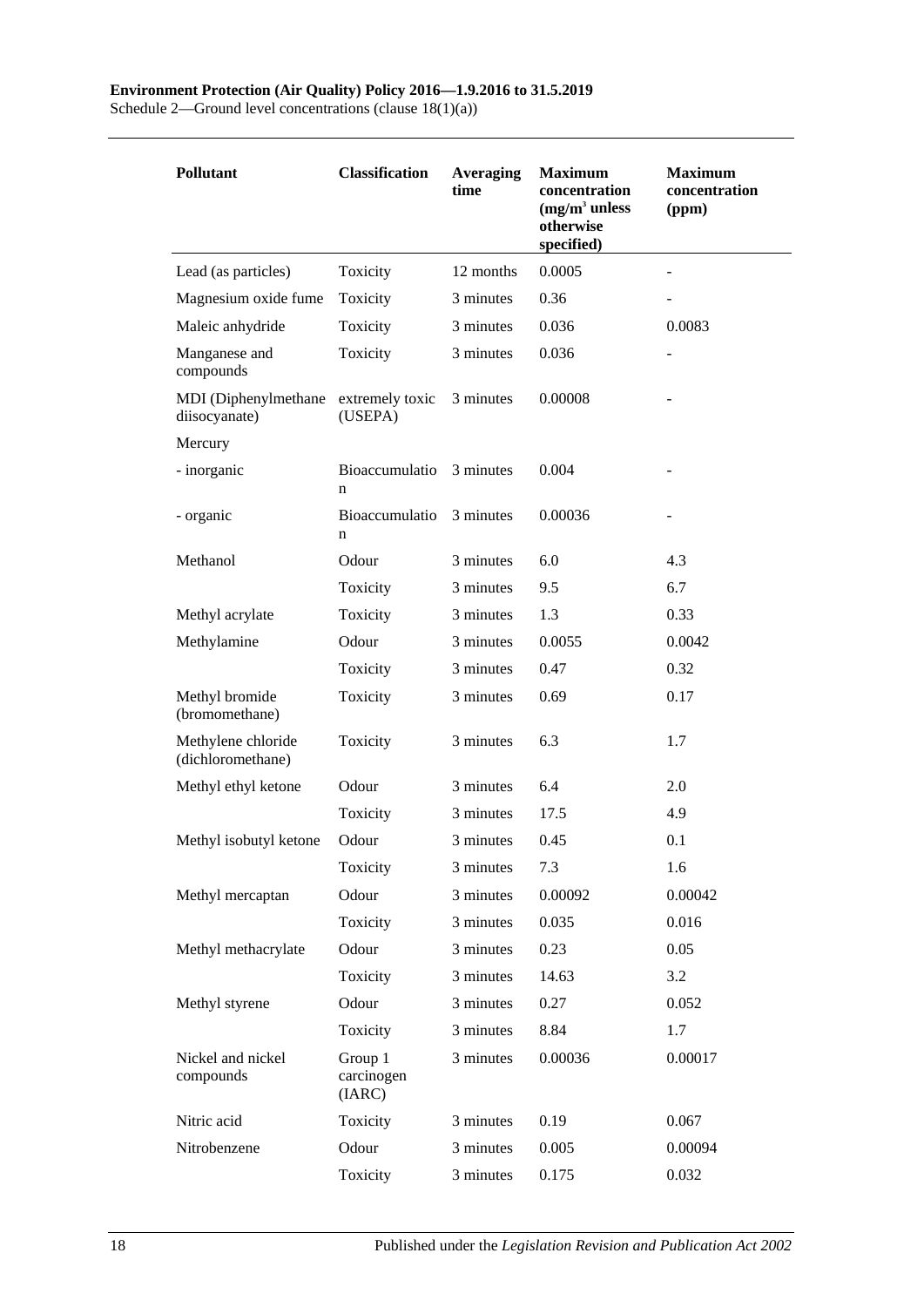| Pollutant | Classification | Averaging time | Maximum concentration ($mg/m^3$ unless otherwise specified) | Maximum concentration (ppm) |
|---|---|---|---|---|
| Lead (as particles) | Toxicity | 12 months | 0.0005 | - |
| Magnesium oxide fume | Toxicity | 3 minutes | 0.36 | - |
| Maleic anhydride | Toxicity | 3 minutes | 0.036 | 0.0083 |
| Manganese and compounds | Toxicity | 3 minutes | 0.036 | - |
| MDI (Diphenylmethane diisocyanate) | extremely toxic (USEPA) | 3 minutes | 0.00008 | - |
| Mercury | | | | |
| - inorganic | Bioaccumulation | 3 minutes | 0.004 | - |
| - organic | Bioaccumulation | 3 minutes | 0.00036 | - |
| Methanol | Odour | 3 minutes | 6.0 | 4.3 |
| | Toxicity | 3 minutes | 9.5 | 6.7 |
| Methyl acrylate | Toxicity | 3 minutes | 1.3 | 0.33 |
| Methylamine | Odour | 3 minutes | 0.0055 | 0.0042 |
| | Toxicity | 3 minutes | 0.47 | 0.32 |
| Methyl bromide (bromomethane) | Toxicity | 3 minutes | 0.69 | 0.17 |
| Methylene chloride (dichloromethane) | Toxicity | 3 minutes | 6.3 | 1.7 |
| Methyl ethyl ketone | Odour | 3 minutes | 6.4 | 2.0 |
| | Toxicity | 3 minutes | 17.5 | 4.9 |
| Methyl isobutyl ketone | Odour | 3 minutes | 0.45 | 0.1 |
| | Toxicity | 3 minutes | 7.3 | 1.6 |
| Methyl mercaptan | Odour | 3 minutes | 0.00092 | 0.00042 |
| | Toxicity | 3 minutes | 0.035 | 0.016 |
| Methyl methacrylate | Odour | 3 minutes | 0.23 | 0.05 |
| | Toxicity | 3 minutes | 14.63 | 3.2 |
| Methyl styrene | Odour | 3 minutes | 0.27 | 0.052 |
| | Toxicity | 3 minutes | 8.84 | 1.7 |
| Nickel and nickel compounds | Group 1 carcinogen (IARC) | 3 minutes | 0.00036 | 0.00017 |
| Nitric acid | Toxicity | 3 minutes | 0.19 | 0.067 |
| Nitrobenzene | Odour | 3 minutes | 0.005 | 0.00094 |
| | Toxicity | 3 minutes | 0.175 | 0.032 |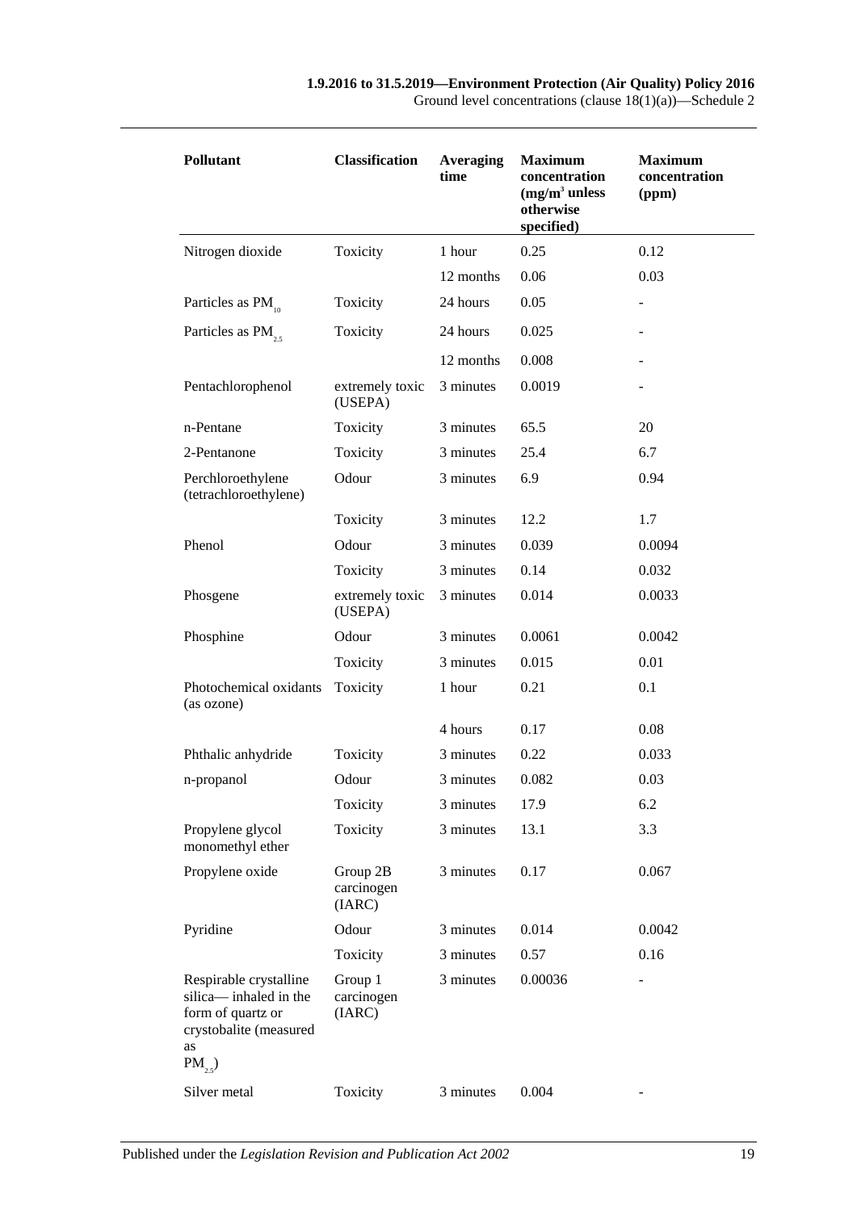| Pollutant | Classification | Averaging time | Maximum concentration ($mg/m^3$ unless otherwise specified) | Maximum concentration (ppm) |
|---|---|---|---|---|
| Nitrogen dioxide | Toxicity | 1 hour | 0.25 | 0.12 |
| | | 12 months | 0.06 | 0.03 |
| Particles as $PM_{10}$ | Toxicity | 24 hours | 0.05 | - |
| Particles as $PM_{2.5}$ | Toxicity | 24 hours | 0.025 | - |
| | | 12 months | 0.008 | - |
| Pentachlorophenol | extremely toxic (USEPA) | 3 minutes | 0.0019 | - |
| n-Pentane | Toxicity | 3 minutes | 65.5 | 20 |
| 2-Pentanone | Toxicity | 3 minutes | 25.4 | 6.7 |
| Perchloroethylene (tetrachloroethylene) | Odour | 3 minutes | 6.9 | 0.94 |
| | Toxicity | 3 minutes | 12.2 | 1.7 |
| Phenol | Odour | 3 minutes | 0.039 | 0.0094 |
| | Toxicity | 3 minutes | 0.14 | 0.032 |
| Phosgene | extremely toxic (USEPA) | 3 minutes | 0.014 | 0.0033 |
| Phosphine | Odour | 3 minutes | 0.0061 | 0.0042 |
| | Toxicity | 3 minutes | 0.015 | 0.01 |
| Photochemical oxidants (as ozone) | Toxicity | 1 hour | 0.21 | 0.1 |
| | | 4 hours | 0.17 | 0.08 |
| Phthalic anhydride | Toxicity | 3 minutes | 0.22 | 0.033 |
| n-propanol | Odour | 3 minutes | 0.082 | 0.03 |
| | Toxicity | 3 minutes | 17.9 | 6.2 |
| Propylene glycol monomethyl ether | Toxicity | 3 minutes | 13.1 | 3.3 |
| Propylene oxide | Group 2B carcinogen (IARC) | 3 minutes | 0.17 | 0.067 |
| Pyridine | Odour | 3 minutes | 0.014 | 0.0042 |
| | Toxicity | 3 minutes | 0.57 | 0.16 |
| Respirable crystalline silica— inhaled in the form of quartz or crystobalite (measured as $PM_{2.5}$) | Group 1 carcinogen (IARC) | 3 minutes | 0.00036 | - |
| Silver metal | Toxicity | 3 minutes | 0.004 | - |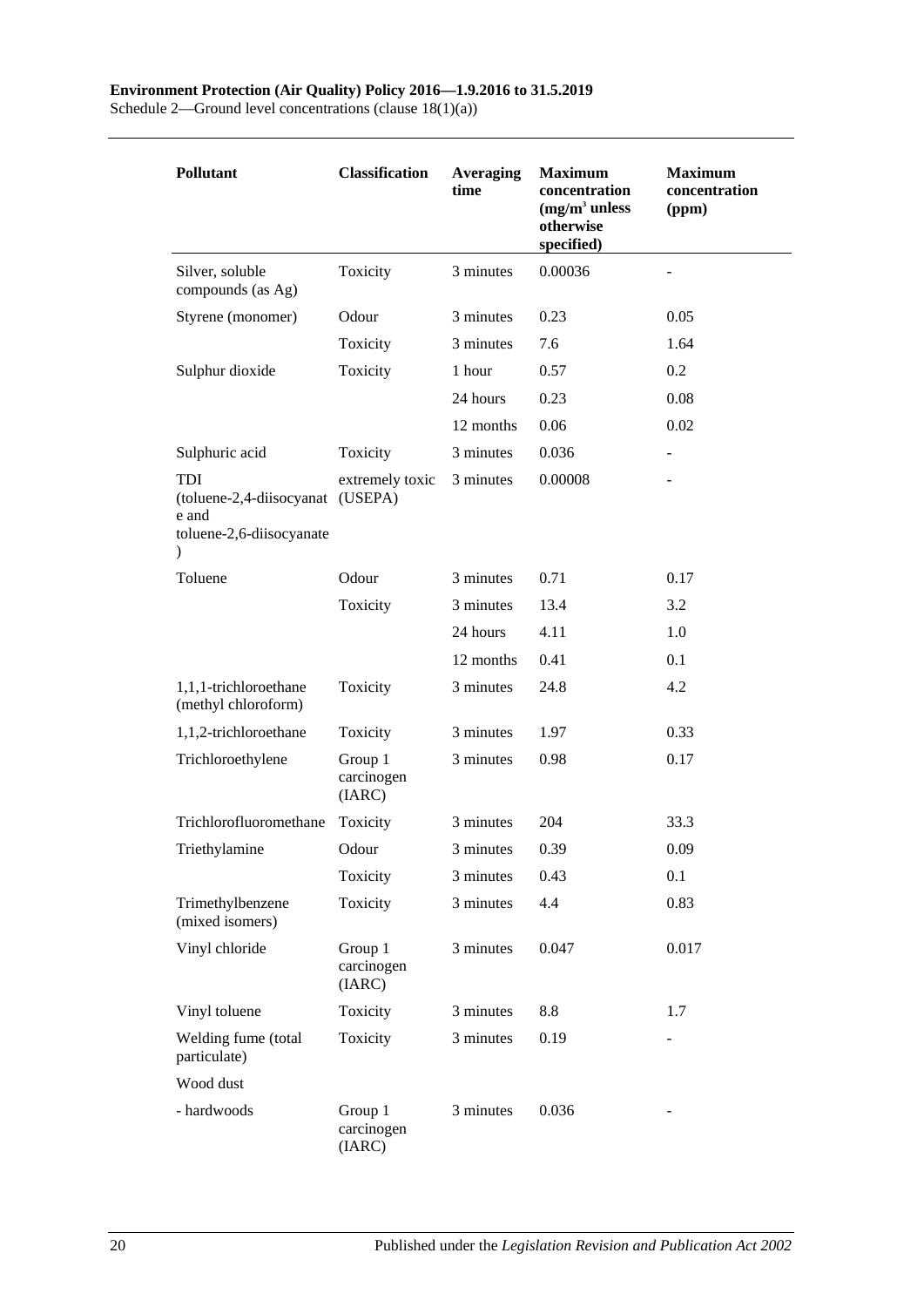| Pollutant | Classification | Averaging time | Maximum concentration ($mg/m^3$ unless otherwise specified) | Maximum concentration (ppm) |
|---|---|---|---|---|
| Silver, soluble compounds (as Ag) | Toxicity | 3 minutes | 0.00036 | - |
| Styrene (monomer) | Odour | 3 minutes | 0.23 | 0.05 |
| | Toxicity | 3 minutes | 7.6 | 1.64 |
| Sulphur dioxide | Toxicity | 1 hour | 0.57 | 0.2 |
| | | 24 hours | 0.23 | 0.08 |
| | | 12 months | 0.06 | 0.02 |
| Sulphuric acid | Toxicity | 3 minutes | 0.036 | - |
| TDI (toluene-2,4-diisocyanate and toluene-2,6-diisocyanate) | extremely toxic (USEPA) | 3 minutes | 0.00008 | - |
| Toluene | Odour | 3 minutes | 0.71 | 0.17 |
| | Toxicity | 3 minutes | 13.4 | 3.2 |
| | | 24 hours | 4.11 | 1.0 |
| | | 12 months | 0.41 | 0.1 |
| 1,1,1-trichloroethane (methyl chloroform) | Toxicity | 3 minutes | 24.8 | 4.2 |
| 1,1,2-trichloroethane | Toxicity | 3 minutes | 1.97 | 0.33 |
| Trichloroethylene | Group 1 carcinogen (IARC) | 3 minutes | 0.98 | 0.17 |
| Trichlorofluoromethane | Toxicity | 3 minutes | 204 | 33.3 |
| Triethylamine | Odour | 3 minutes | 0.39 | 0.09 |
| | Toxicity | 3 minutes | 0.43 | 0.1 |
| Trimethylbenzene (mixed isomers) | Toxicity | 3 minutes | 4.4 | 0.83 |
| Vinyl chloride | Group 1 carcinogen (IARC) | 3 minutes | 0.047 | 0.017 |
| Vinyl toluene | Toxicity | 3 minutes | 8.8 | 1.7 |
| Welding fume (total particulate) | Toxicity | 3 minutes | 0.19 | - |
| Wood dust | | | | |
| - hardwoods | Group 1 carcinogen (IARC) | 3 minutes | 0.036 | - |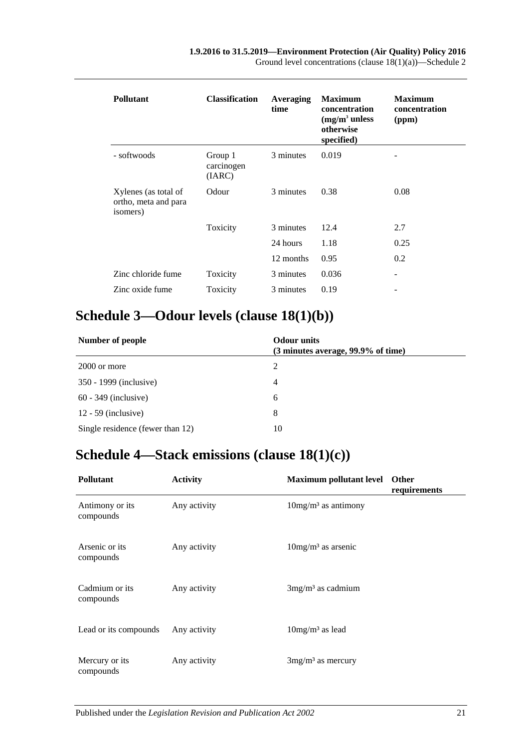| Pollutant | Classification | Averaging time | Maximum concentration ($mg/m^3$ unless otherwise specified) | Maximum concentration (ppm) |
|---|---|---|---|---|
| - softwoods | Group 1 carcinogen (IARC) | 3 minutes | 0.019 | - |
| Xylenes (as total of ortho, meta and para isomers) | Odour | 3 minutes | 0.38 | 0.08 |
| | Toxicity | 3 minutes | 12.4 | 2.7 |
| | | 24 hours | 1.18 | 0.25 |
| | | 12 months | 0.95 | 0.2 |
| Zinc chloride fume | Toxicity | 3 minutes | 0.036 | - |
| Zinc oxide fume | Toxicity | 3 minutes | 0.19 | - |

## Schedule 3—Odour levels (clause 18(1)(b))

| Number of people | Odour units (3 minutes average, 99.9% of time) |
|---|---|
| 2000 or more | 2 |
| 350 - 1999 (inclusive) | 4 |
| 60 - 349 (inclusive) | 6 |
| 12 - 59 (inclusive) | 8 |
| Single residence (fewer than 12) | 10 |

## Schedule 4—Stack emissions (clause 18(1)(c))

| Pollutant | Activity | Maximum pollutant level | Other requirements |
|---|---|---|---|
| Antimony or its compounds | Any activity | $10mg/m^3$ as antimony | |
| Arsenic or its compounds | Any activity | $10mg/m^3$ as arsenic | |
| Cadmium or its compounds | Any activity | $3mg/m^3$ as cadmium | |
| Lead or its compounds | Any activity | $10mg/m^3$ as lead | |
| Mercury or its compounds | Any activity | $3mg/m^3$ as mercury | |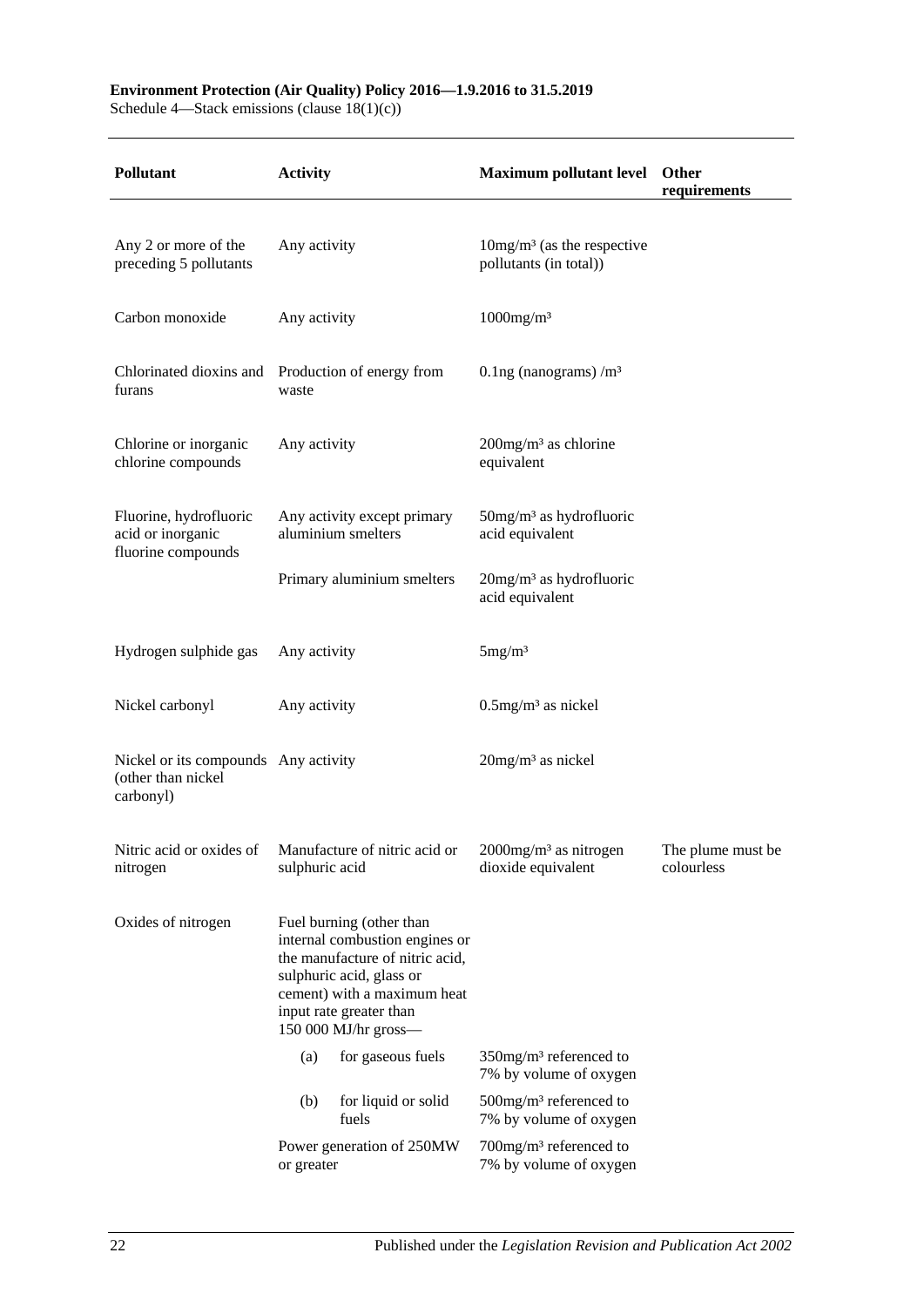| Pollutant | Activity | Maximum pollutant level | Other requirements |
|---|---|---|---|
| Any 2 or more of the preceding 5 pollutants | Any activity | 10mg/m³ (as the respective pollutants (in total)) | |
| Carbon monoxide | Any activity | 1000mg/m³ | |
| Chlorinated dioxins and furans | Production of energy from waste | 0.1ng (nanograms) /m³ | |
| Chlorine or inorganic chlorine compounds | Any activity | 200mg/m³ as chlorine equivalent | |
| Fluorine, hydrofluoric acid or inorganic fluorine compounds | Any activity except primary aluminium smelters | 50mg/m³ as hydrofluoric acid equivalent | |
| | Primary aluminium smelters | 20mg/m³ as hydrofluoric acid equivalent | |
| Hydrogen sulphide gas | Any activity | 5mg/m³ | |
| Nickel carbonyl | Any activity | 0.5mg/m³ as nickel | |
| Nickel or its compounds (other than nickel carbonyl) | Any activity | 20mg/m³ as nickel | |
| Nitric acid or oxides of nitrogen | Manufacture of nitric acid or sulphuric acid | 2000mg/m³ as nitrogen dioxide equivalent | The plume must be colourless |
| Oxides of nitrogen | Fuel burning (other than internal combustion engines or the manufacture of nitric acid, sulphuric acid, glass or cement) with a maximum heat input rate greater than 150 000 MJ/hr gross— | | |
| | (a) for gaseous fuels | 350mg/m³ referenced to 7% by volume of oxygen | |
| | (b) for liquid or solid fuels | 500mg/m³ referenced to 7% by volume of oxygen | |
| | Power generation of 250MW or greater | 700mg/m³ referenced to 7% by volume of oxygen | |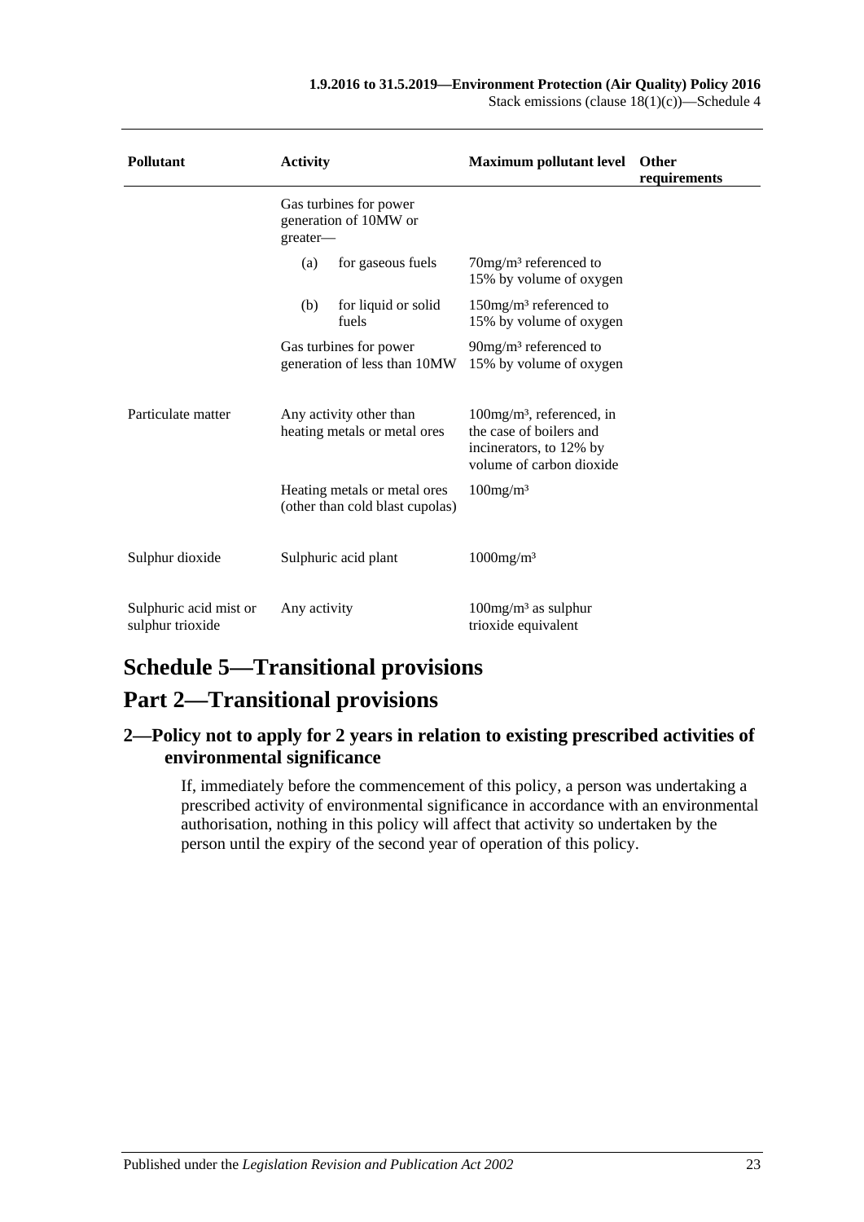| Pollutant | Activity | Maximum pollutant level | Other requirements |
| --- | --- | --- | --- |
| | Gas turbines for power generation of 10MW or greater— | | |
| | (a) for gaseous fuels | 70mg/m³ referenced to 15% by volume of oxygen | |
| | (b) for liquid or solid fuels | 150mg/m³ referenced to 15% by volume of oxygen | |
| | Gas turbines for power generation of less than 10MW | 90mg/m³ referenced to 15% by volume of oxygen | |
| Particulate matter | Any activity other than heating metals or metal ores | 100mg/m³, referenced, in the case of boilers and incinerators, to 12% by volume of carbon dioxide | |
| | Heating metals or metal ores (other than cold blast cupolas) | 100mg/m³ | |
| Sulphur dioxide | Sulphuric acid plant | 1000mg/m³ | |
| Sulphuric acid mist or sulphur trioxide | Any activity | 100mg/m³ as sulphur trioxide equivalent | |

# Schedule 5—Transitional provisions

# Part 2—Transitional provisions

## 2—Policy not to apply for 2 years in relation to existing prescribed activities of environmental significance

If, immediately before the commencement of this policy, a person was undertaking a prescribed activity of environmental significance in accordance with an environmental authorisation, nothing in this policy will affect that activity so undertaken by the person until the expiry of the second year of operation of this policy.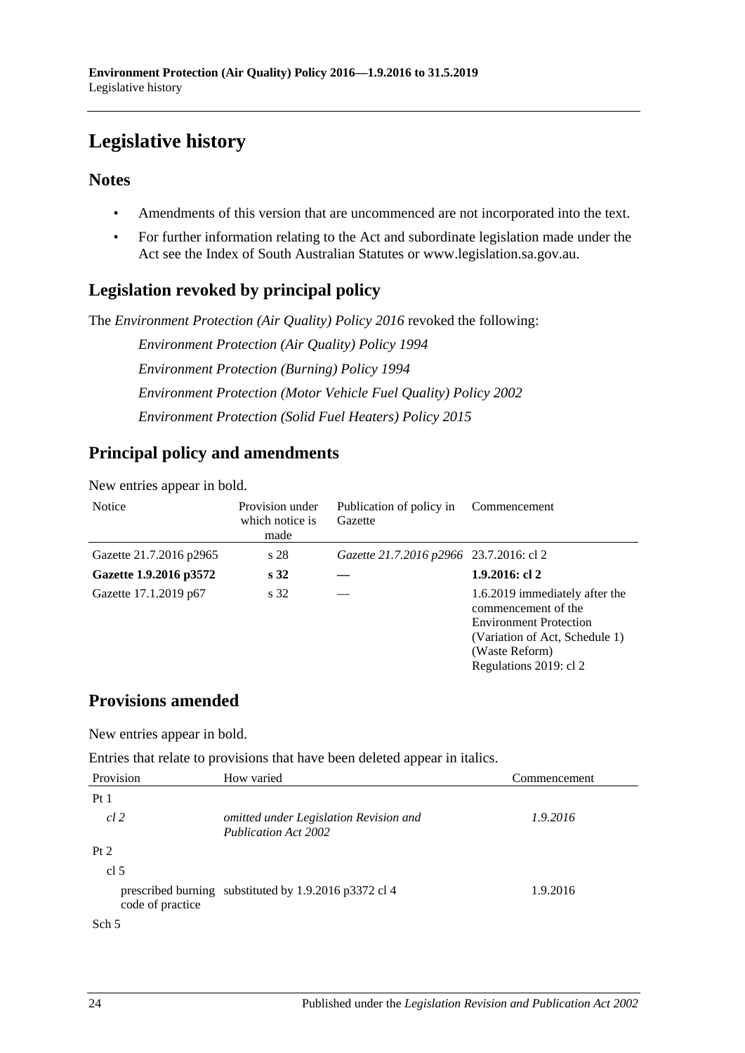# Legislative history

## Notes

- Amendments of this version that are uncommenced are not incorporated into the text.
- For further information relating to the Act and subordinate legislation made under the Act see the Index of South Australian Statutes or www.legislation.sa.gov.au.

## Legislation revoked by principal policy

The *Environment Protection (Air Quality) Policy 2016* revoked the following:

*Environment Protection (Air Quality) Policy 1994*

*Environment Protection (Burning) Policy 1994*

*Environment Protection (Motor Vehicle Fuel Quality) Policy 2002*

*Environment Protection (Solid Fuel Heaters) Policy 2015*

## Principal policy and amendments

New entries appear in bold.

| Notice | Provision under which notice is made | Publication of policy in Gazette | Commencement |
|---|---|---|---|
| Gazette 21.7.2016 p2965 | s 28 | *Gazette 21.7.2016 p2966* | 23.7.2016: cl 2 |
| **Gazette 1.9.2016 p3572** | **s 32** | **—** | **1.9.2016: cl 2** |
| Gazette 17.1.2019 p67 | s 32 | — | 1.6.2019 immediately after the commencement of the Environment Protection (Variation of Act, Schedule 1) (Waste Reform) Regulations 2019: cl 2 |

## Provisions amended

New entries appear in bold.

Entries that relate to provisions that have been deleted appear in italics.

| Provision | How varied | Commencement |
|---|---|---|
| Pt 1 | | |
| *cl 2* | *omitted under Legislation Revision and Publication Act 2002* | *1.9.2016* |
| Pt 2 | | |
| cl 5 | | |
| prescribed burning code of practice | substituted by 1.9.2016 p3372 cl 4 | 1.9.2016 |
| Sch 5 | | |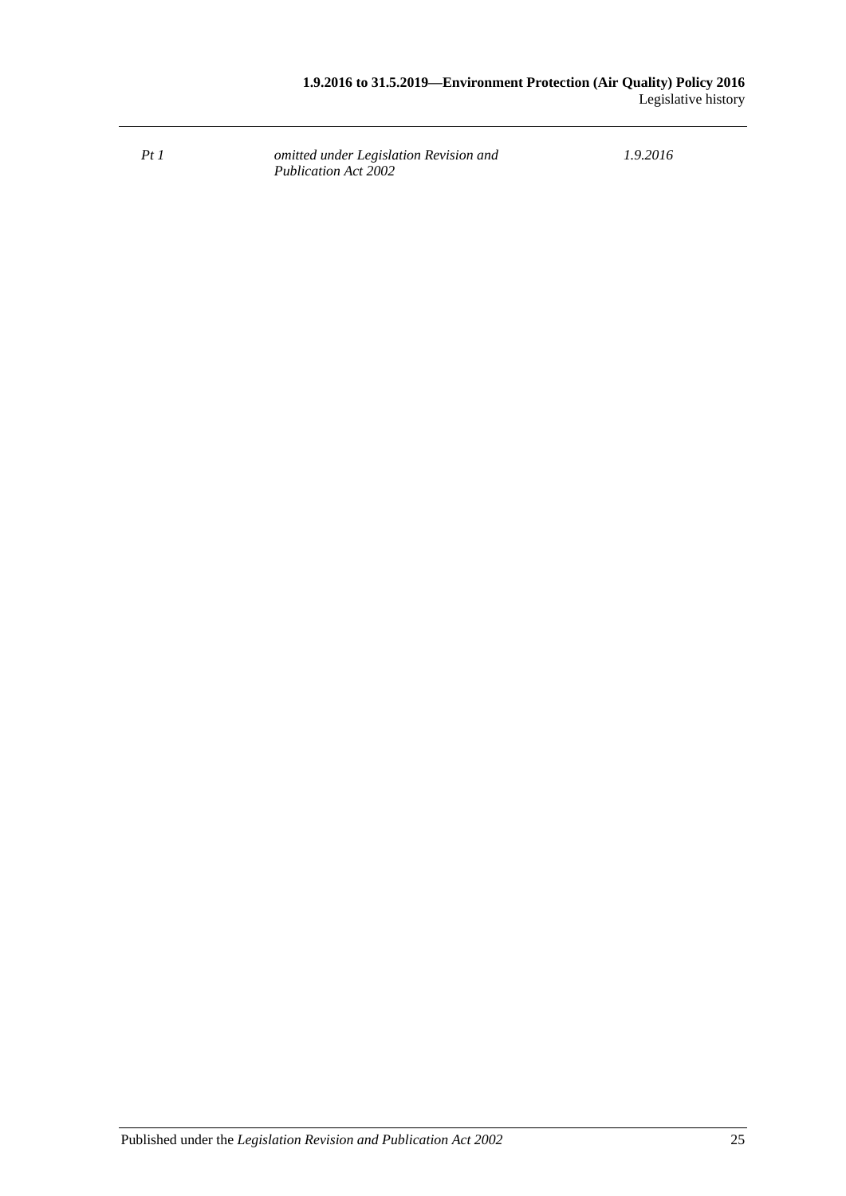| | | |
|---|---|---|
| *Pt 1* | *omitted under Legislation Revision and Publication Act 2002* | *1.9.2016* |